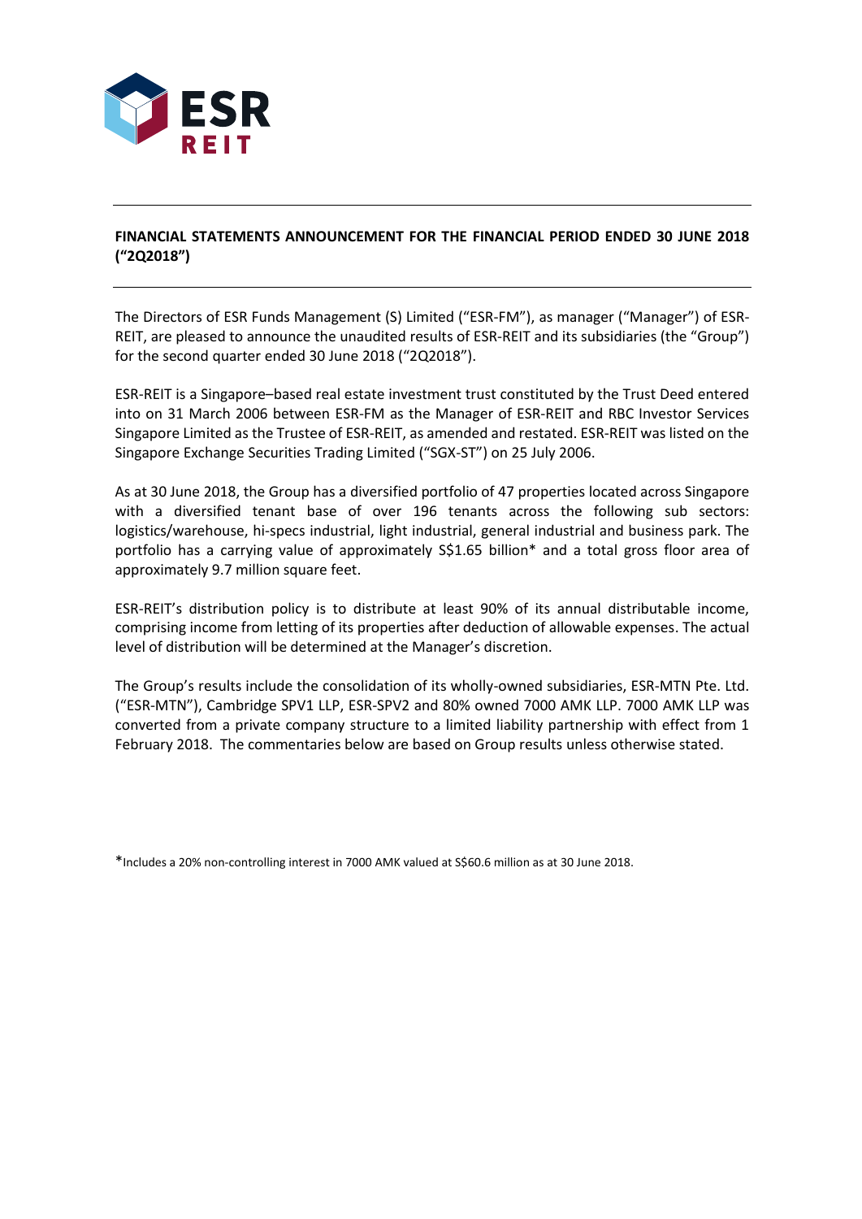**FINANCIAL STATEMENTS ANNOUNCEMENT FOR THE FINANCIAL PERIOD ENDED 30 JUNE 2018 ("2Q2018")**

The Directors of ESR Funds Management (S) Limited ("ESR-FM"), as manager ("Manager") of ESR-REIT, are pleased to announce the unaudited results of ESR-REIT and its subsidiaries (the "Group") for the second quarter ended 30 June 2018 ("2Q2018").

ESR-REIT is a Singapore–based real estate investment trust constituted by the Trust Deed entered into on 31 March 2006 between ESR-FM as the Manager of ESR-REIT and RBC Investor Services Singapore Limited as the Trustee of ESR-REIT, as amended and restated. ESR-REIT was listed on the Singapore Exchange Securities Trading Limited ("SGX-ST") on 25 July 2006.

As at 30 June 2018, the Group has a diversified portfolio of 47 properties located across Singapore with a diversified tenant base of over 196 tenants across the following sub sectors: logistics/warehouse, hi-specs industrial, light industrial, general industrial and business park. The portfolio has a carrying value of approximately S$1.65 billion* and a total gross floor area of approximately 9.7 million square feet.

ESR-REIT's distribution policy is to distribute at least 90% of its annual distributable income, comprising income from letting of its properties after deduction of allowable expenses. The actual level of distribution will be determined at the Manager's discretion.

The Group's results include the consolidation of its wholly-owned subsidiaries, ESR-MTN Pte. Ltd. ("ESR-MTN"), Cambridge SPV1 LLP, ESR-SPV2 and 80% owned 7000 AMK LLP. 7000 AMK LLP was converted from a private company structure to a limited liability partnership with effect from 1 February 2018. The commentaries below are based on Group results unless otherwise stated.

*Includes a 20% non-controlling interest in 7000 AMK valued at S$60.6 million as at 30 June 2018.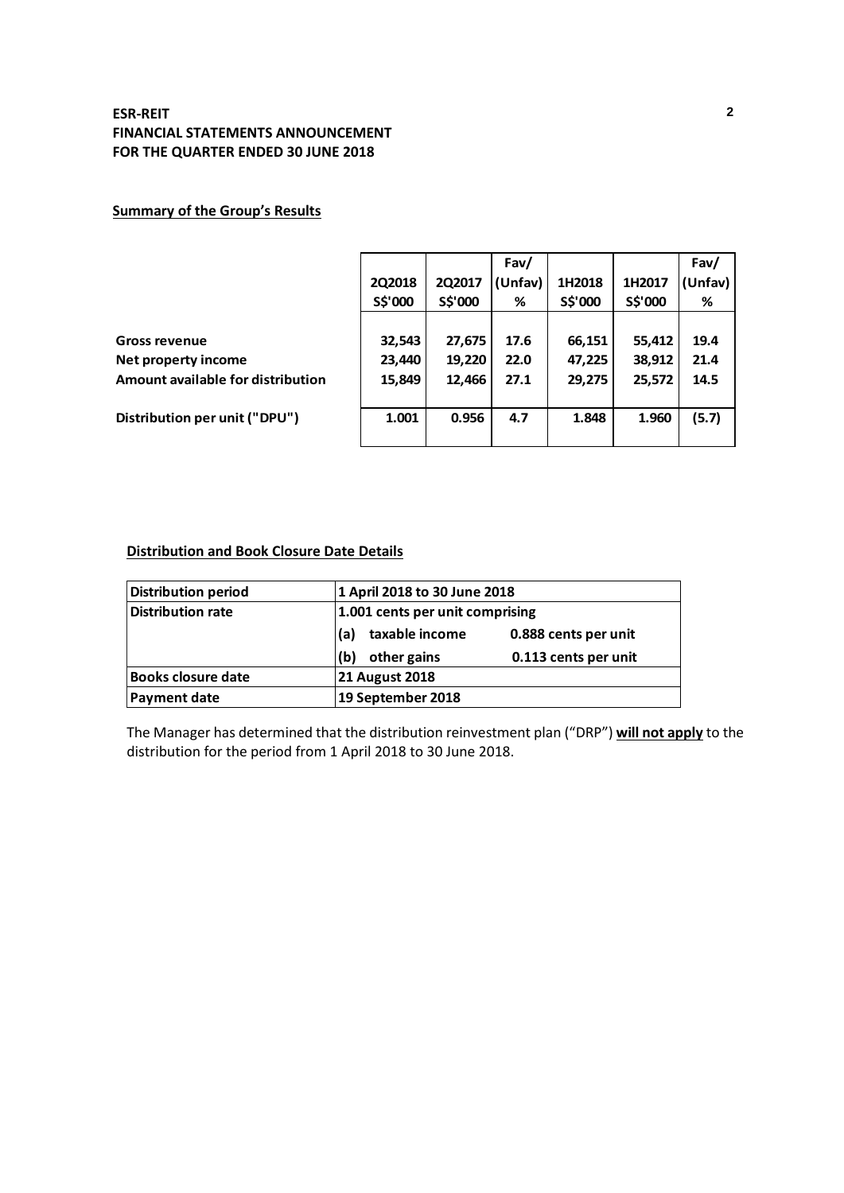**ESR-REIT**
**FINANCIAL STATEMENTS ANNOUNCEMENT**
**FOR THE QUARTER ENDED 30 JUNE 2018**

**Summary of the Group's Results**

| | 2Q2018 S$'000 | 2Q2017 S$'000 | Fav/ (Unfav) % | 1H2018 S$'000 | 1H2017 S$'000 | Fav/ (Unfav) % |
|---|---|---|---|---|---|---|
| **Gross revenue** | 32,543 | 27,675 | 17.6 | 66,151 | 55,412 | 19.4 |
| **Net property income** | 23,440 | 19,220 | 22.0 | 47,225 | 38,912 | 21.4 |
| **Amount available for distribution** | 15,849 | 12,466 | 27.1 | 29,275 | 25,572 | 14.5 |
| **Distribution per unit ("DPU")** | 1.001 | 0.956 | 4.7 | 1.848 | 1.960 | (5.7) |

**Distribution and Book Closure Date Details**

| | | |
|---|---|---|
| **Distribution period** | **1 April 2018 to 30 June 2018** | |
| **Distribution rate** | **1.001 cents per unit comprising** | |
| | **(a) taxable income** | **0.888 cents per unit** |
| | **(b) other gains** | **0.113 cents per unit** |
| **Books closure date** | **21 August 2018** | |
| **Payment date** | **19 September 2018** | |

The Manager has determined that the distribution reinvestment plan ("DRP") **will not apply** to the distribution for the period from 1 April 2018 to 30 June 2018.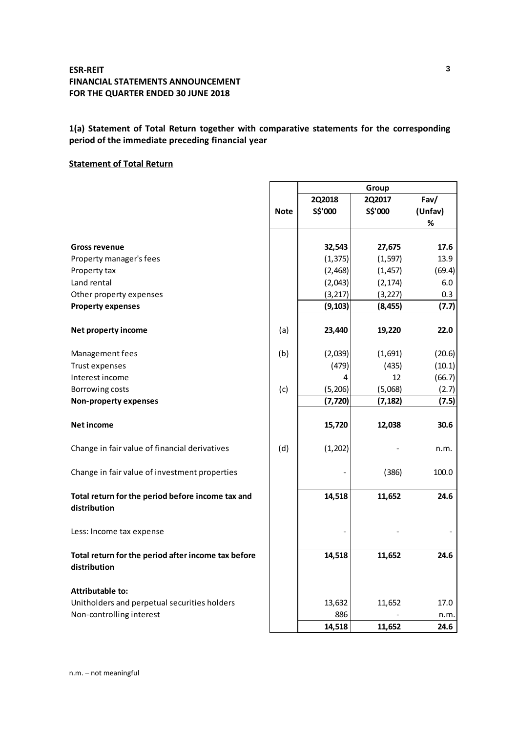**ESR-REIT**
**FINANCIAL STATEMENTS ANNOUNCEMENT**
**FOR THE QUARTER ENDED 30 JUNE 2018**

## 1(a) Statement of Total Return together with comparative statements for the corresponding period of the immediate preceding financial year

### Statement of Total Return

| | Note | Group | | |
|---|---|---|---|---|
| | | 2Q2018 S$'000 | 2Q2017 S$'000 | Fav/ (Unfav) % |
| **Gross revenue** | | **32,543** | **27,675** | **17.6** |
| Property manager's fees | | (1,375) | (1,597) | 13.9 |
| Property tax | | (2,468) | (1,457) | (69.4) |
| Land rental | | (2,043) | (2,174) | 6.0 |
| Other property expenses | | (3,217) | (3,227) | 0.3 |
| **Property expenses** | | **(9,103)** | **(8,455)** | **(7.7)** |
| **Net property income** | (a) | **23,440** | **19,220** | **22.0** |
| Management fees | (b) | (2,039) | (1,691) | (20.6) |
| Trust expenses | | (479) | (435) | (10.1) |
| Interest income | | 4 | 12 | (66.7) |
| Borrowing costs | (c) | (5,206) | (5,068) | (2.7) |
| **Non-property expenses** | | **(7,720)** | **(7,182)** | **(7.5)** |
| **Net income** | | **15,720** | **12,038** | **30.6** |
| Change in fair value of financial derivatives | (d) | (1,202) | - | n.m. |
| Change in fair value of investment properties | | - | (386) | 100.0 |
| **Total return for the period before income tax and distribution** | | **14,518** | **11,652** | **24.6** |
| Less: Income tax expense | | - | - | - |
| **Total return for the period after income tax before distribution** | | **14,518** | **11,652** | **24.6** |
| **Attributable to:** | | | | |
| Unitholders and perpetual securities holders | | 13,632 | 11,652 | 17.0 |
| Non-controlling interest | | 886 | - | n.m. |
| | | **14,518** | **11,652** | **24.6** |

n.m. – not meaningful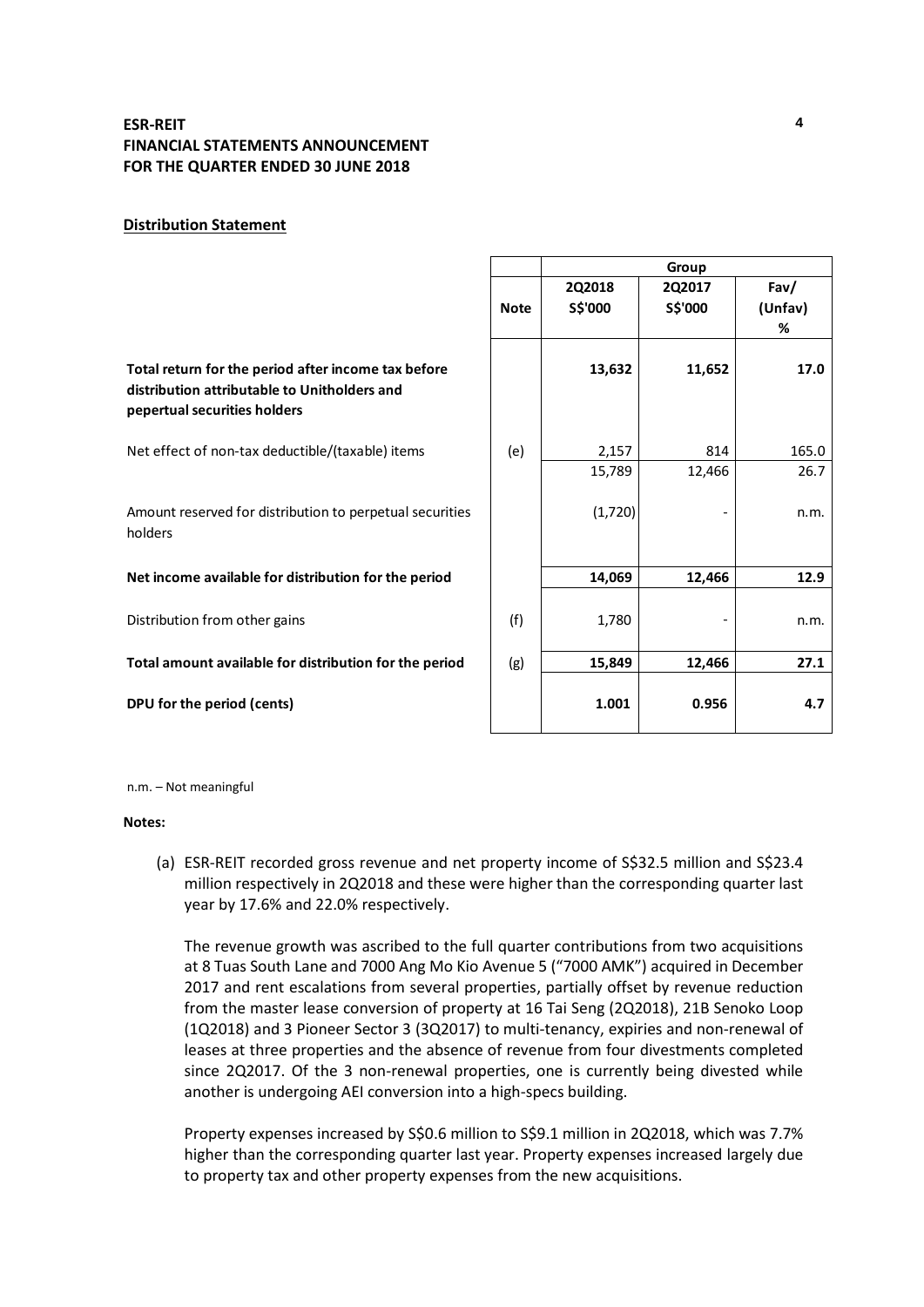**ESR-REIT**
**FINANCIAL STATEMENTS ANNOUNCEMENT**
**FOR THE QUARTER ENDED 30 JUNE 2018**

**Distribution Statement**

| | | Group | | |
|---|---|---|---|---|
| | **Note** | **2Q2018 S$'000** | **2Q2017 S$'000** | **Fav/ (Unfav) %** |
| **Total return for the period after income tax before distribution attributable to Unitholders and pepertual securities holders** | | **13,632** | **11,652** | **17.0** |
| Net effect of non-tax deductible/(taxable) items | (e) | 2,157 | 814 | 165.0 |
| | | 15,789 | 12,466 | 26.7 |
| Amount reserved for distribution to perpetual securities holders | | (1,720) | - | n.m. |
| **Net income available for distribution for the period** | | **14,069** | **12,466** | **12.9** |
| Distribution from other gains | (f) | 1,780 | - | n.m. |
| **Total amount available for distribution for the period** | (g) | **15,849** | **12,466** | **27.1** |
| **DPU for the period (cents)** | | **1.001** | **0.956** | **4.7** |

n.m. – Not meaningful

**Notes:**

(a) ESR-REIT recorded gross revenue and net property income of S$32.5 million and S$23.4 million respectively in 2Q2018 and these were higher than the corresponding quarter last year by 17.6% and 22.0% respectively.

The revenue growth was ascribed to the full quarter contributions from two acquisitions at 8 Tuas South Lane and 7000 Ang Mo Kio Avenue 5 ("7000 AMK") acquired in December 2017 and rent escalations from several properties, partially offset by revenue reduction from the master lease conversion of property at 16 Tai Seng (2Q2018), 21B Senoko Loop (1Q2018) and 3 Pioneer Sector 3 (3Q2017) to multi-tenancy, expiries and non-renewal of leases at three properties and the absence of revenue from four divestments completed since 2Q2017. Of the 3 non-renewal properties, one is currently being divested while another is undergoing AEI conversion into a high-specs building.

Property expenses increased by S$0.6 million to S$9.1 million in 2Q2018, which was 7.7% higher than the corresponding quarter last year. Property expenses increased largely due to property tax and other property expenses from the new acquisitions.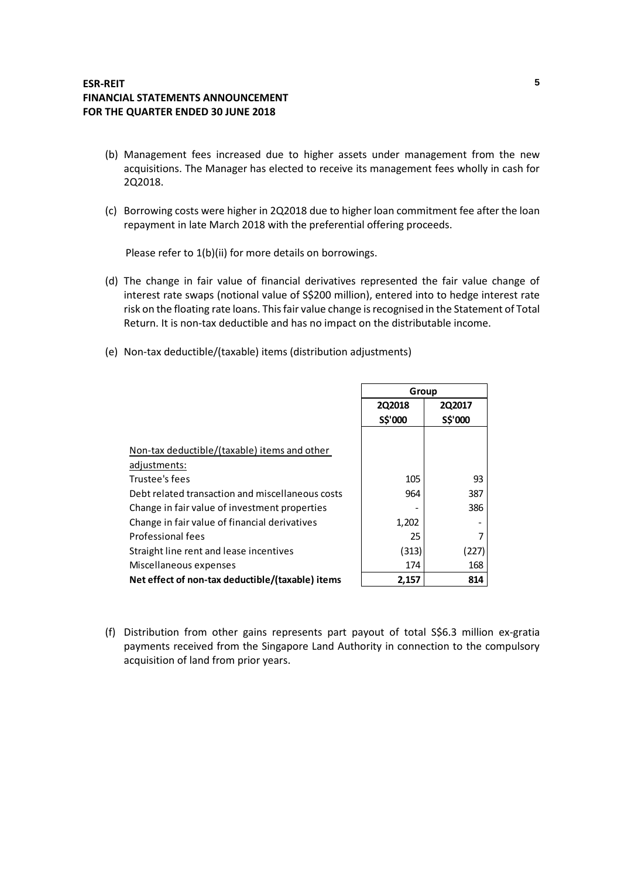(b) Management fees increased due to higher assets under management from the new acquisitions. The Manager has elected to receive its management fees wholly in cash for 2Q2018.

(c) Borrowing costs were higher in 2Q2018 due to higher loan commitment fee after the loan repayment in late March 2018 with the preferential offering proceeds.

Please refer to 1(b)(ii) for more details on borrowings.

(d) The change in fair value of financial derivatives represented the fair value change of interest rate swaps (notional value of S$200 million), entered into to hedge interest rate risk on the floating rate loans. This fair value change is recognised in the Statement of Total Return. It is non-tax deductible and has no impact on the distributable income.

(e) Non-tax deductible/(taxable) items (distribution adjustments)

| | Group | |
|---|---|---|
| | **2Q2018** | **2Q2017** |
| | **S$'000** | **S$'000** |
| Non-tax deductible/(taxable) items and other adjustments: | | |
| Trustee's fees | 105 | 93 |
| Debt related transaction and miscellaneous costs | 964 | 387 |
| Change in fair value of investment properties | - | 386 |
| Change in fair value of financial derivatives | 1,202 | - |
| Professional fees | 25 | 7 |
| Straight line rent and lease incentives | (313) | (227) |
| Miscellaneous expenses | 174 | 168 |
| **Net effect of non-tax deductible/(taxable) items** | **2,157** | **814** |

(f) Distribution from other gains represents part payout of total S$6.3 million ex-gratia payments received from the Singapore Land Authority in connection to the compulsory acquisition of land from prior years.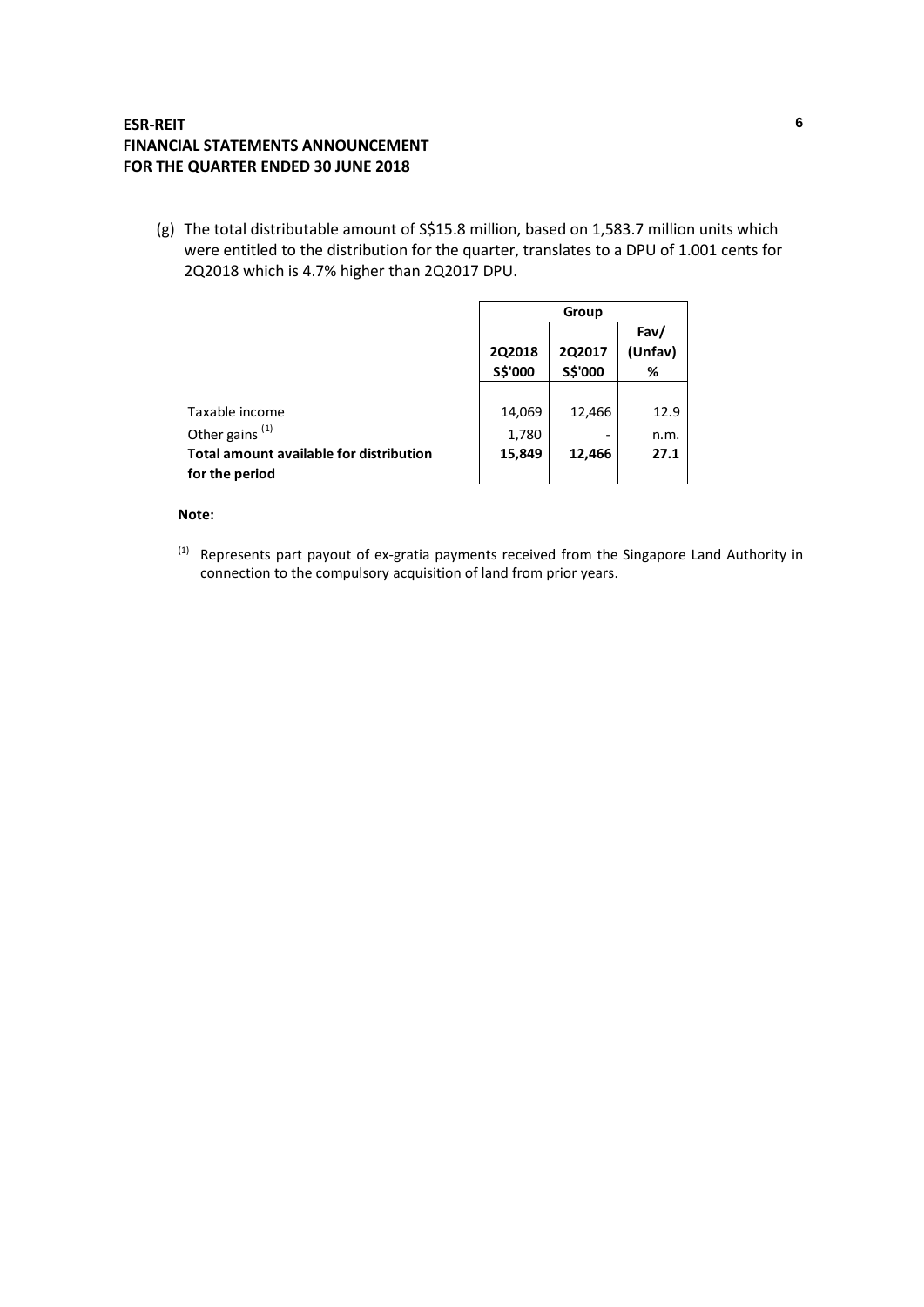(g) The total distributable amount of S$15.8 million, based on 1,583.7 million units which were entitled to the distribution for the quarter, translates to a DPU of 1.001 cents for 2Q2018 which is 4.7% higher than 2Q2017 DPU.

| | Group | | |
|---|---|---|---|
| | 2Q2018 S$'000 | 2Q2017 S$'000 | Fav/ (Unfav) % |
| Taxable income | 14,069 | 12,466 | 12.9 |
| Other gains [1] | 1,780 | - | n.m. |
| **Total amount available for distribution for the period** | **15,849** | **12,466** | **27.1** |

**Note:**

[1] Represents part payout of ex-gratia payments received from the Singapore Land Authority in connection to the compulsory acquisition of land from prior years.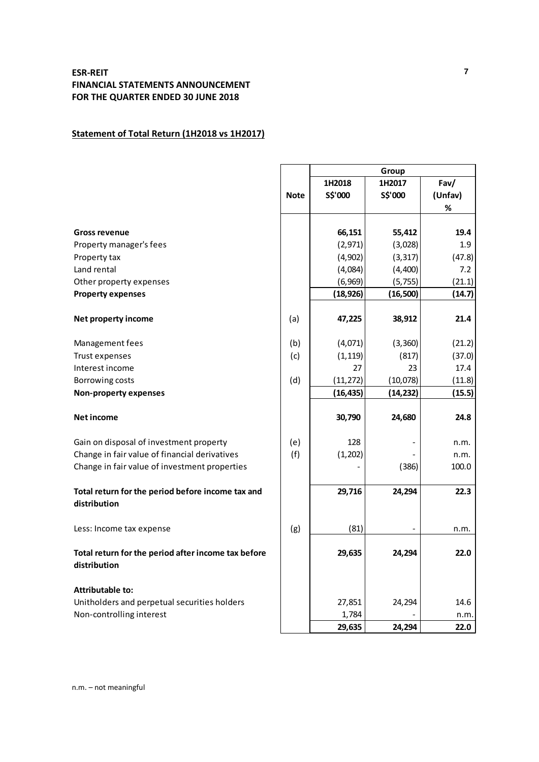**ESR-REIT**
**FINANCIAL STATEMENTS ANNOUNCEMENT**
**FOR THE QUARTER ENDED 30 JUNE 2018**

**Statement of Total Return (1H2018 vs 1H2017)**

| | Note | Group | | |
|---|---|---|---|---|
| | | **1H2018 S$'000** | **1H2017 S$'000** | **Fav/ (Unfav) %** |
| **Gross revenue** | | **66,151** | **55,412** | **19.4** |
| Property manager's fees | | (2,971) | (3,028) | 1.9 |
| Property tax | | (4,902) | (3,317) | (47.8) |
| Land rental | | (4,084) | (4,400) | 7.2 |
| Other property expenses | | (6,969) | (5,755) | (21.1) |
| **Property expenses** | | **(18,926)** | **(16,500)** | **(14.7)** |
| **Net property income** | (a) | **47,225** | **38,912** | **21.4** |
| Management fees | (b) | (4,071) | (3,360) | (21.2) |
| Trust expenses | (c) | (1,119) | (817) | (37.0) |
| Interest income | | 27 | 23 | 17.4 |
| Borrowing costs | (d) | (11,272) | (10,078) | (11.8) |
| **Non-property expenses** | | **(16,435)** | **(14,232)** | **(15.5)** |
| **Net income** | | **30,790** | **24,680** | **24.8** |
| Gain on disposal of investment property | (e) | 128 | - | n.m. |
| Change in fair value of financial derivatives | (f) | (1,202) | - | n.m. |
| Change in fair value of investment properties | | - | (386) | 100.0 |
| **Total return for the period before income tax and distribution** | | **29,716** | **24,294** | **22.3** |
| Less: Income tax expense | (g) | (81) | - | n.m. |
| **Total return for the period after income tax before distribution** | | **29,635** | **24,294** | **22.0** |
| **Attributable to:** | | | | |
| Unitholders and perpetual securities holders | | 27,851 | 24,294 | 14.6 |
| Non-controlling interest | | 1,784 | - | n.m. |
| | | **29,635** | **24,294** | **22.0** |

n.m. – not meaningful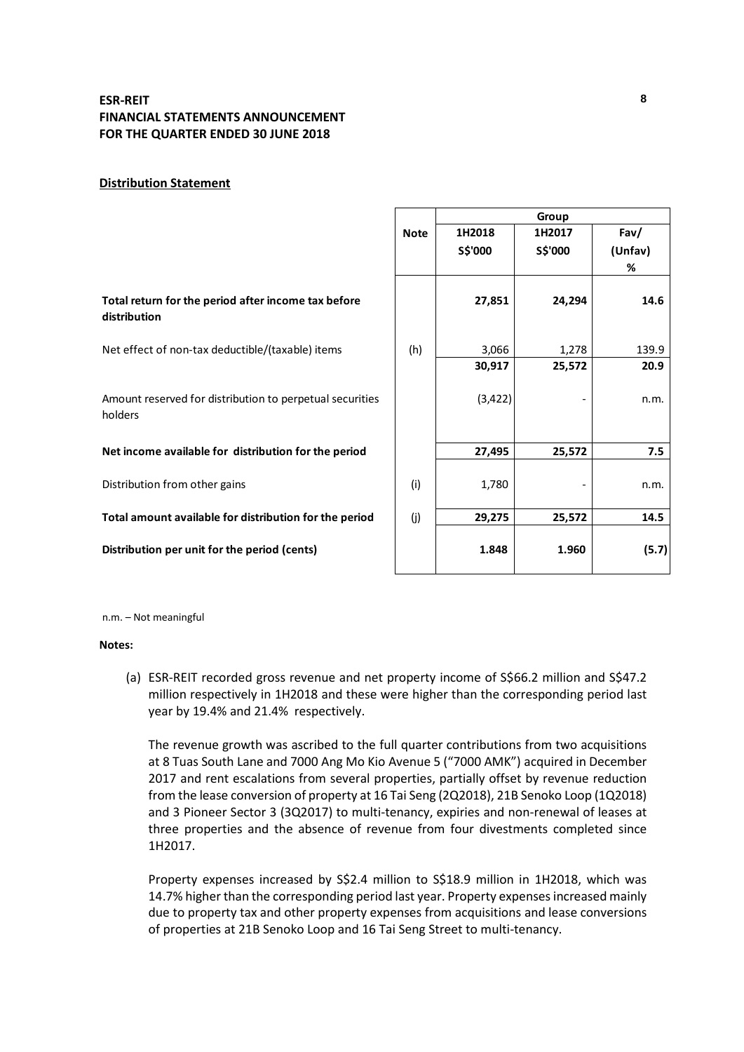**Distribution Statement**

| | Note | Group | | |
|---|---|---|---|---|
| | | 1H2018 S$'000 | 1H2017 S$'000 | Fav/ (Unfav) % |
| **Total return for the period after income tax before distribution** | | **27,851** | **24,294** | **14.6** |
| Net effect of non-tax deductible/(taxable) items | (h) | 3,066 | 1,278 | 139.9 |
| | | **30,917** | **25,572** | **20.9** |
| Amount reserved for distribution to perpetual securities holders | | (3,422) | - | n.m. |
| **Net income available for distribution for the period** | | **27,495** | **25,572** | **7.5** |
| Distribution from other gains | (i) | 1,780 | - | n.m. |
| **Total amount available for distribution for the period** | (j) | **29,275** | **25,572** | **14.5** |
| **Distribution per unit for the period (cents)** | | **1.848** | **1.960** | **(5.7)** |

n.m. – Not meaningful

**Notes:**

(a) ESR-REIT recorded gross revenue and net property income of S$66.2 million and S$47.2 million respectively in 1H2018 and these were higher than the corresponding period last year by 19.4% and 21.4% respectively.

The revenue growth was ascribed to the full quarter contributions from two acquisitions at 8 Tuas South Lane and 7000 Ang Mo Kio Avenue 5 ("7000 AMK") acquired in December 2017 and rent escalations from several properties, partially offset by revenue reduction from the lease conversion of property at 16 Tai Seng (2Q2018), 21B Senoko Loop (1Q2018) and 3 Pioneer Sector 3 (3Q2017) to multi-tenancy, expiries and non-renewal of leases at three properties and the absence of revenue from four divestments completed since 1H2017.

Property expenses increased by S$2.4 million to S$18.9 million in 1H2018, which was 14.7% higher than the corresponding period last year. Property expenses increased mainly due to property tax and other property expenses from acquisitions and lease conversions of properties at 21B Senoko Loop and 16 Tai Seng Street to multi-tenancy.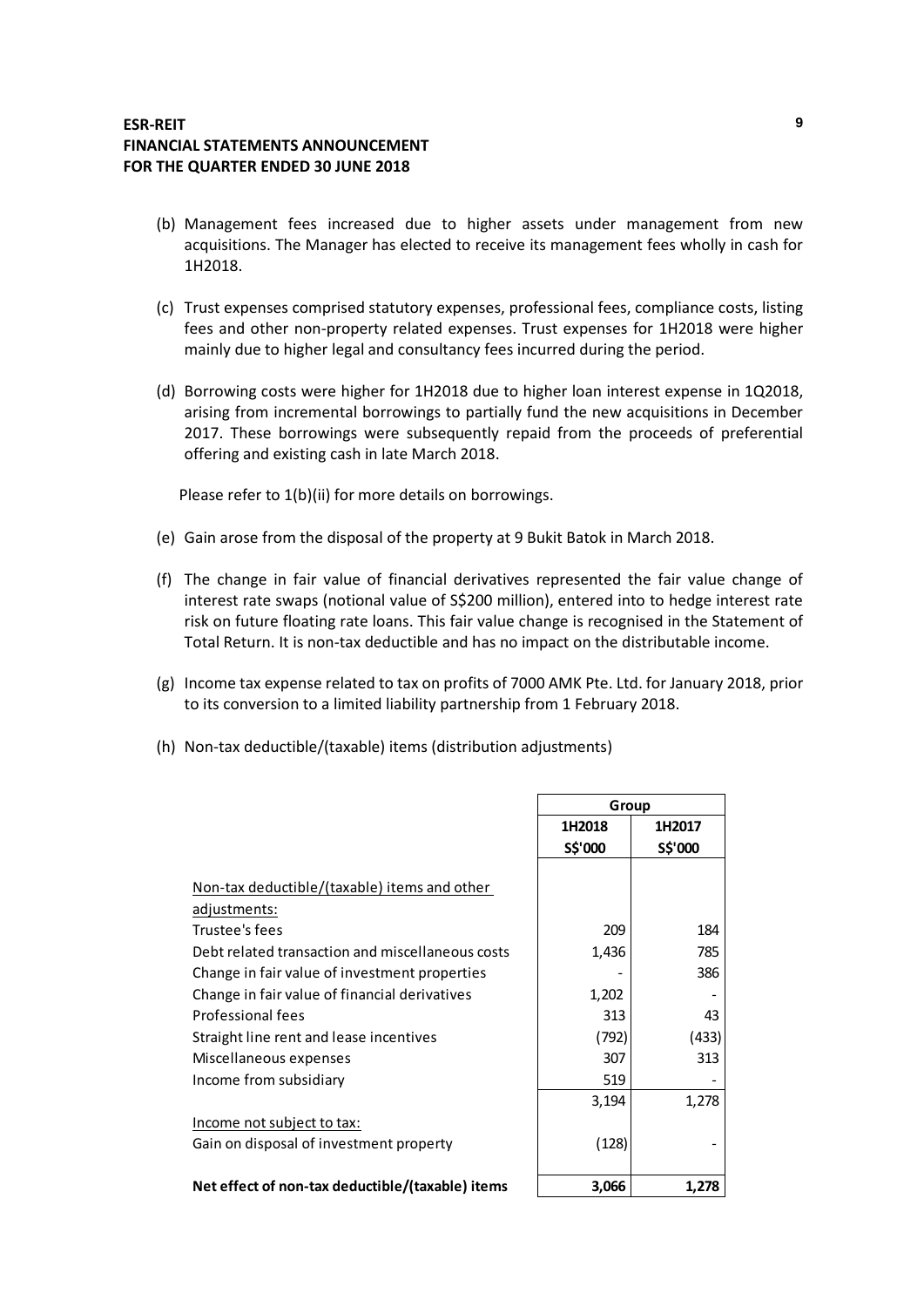(b) Management fees increased due to higher assets under management from new acquisitions. The Manager has elected to receive its management fees wholly in cash for 1H2018.

(c) Trust expenses comprised statutory expenses, professional fees, compliance costs, listing fees and other non-property related expenses. Trust expenses for 1H2018 were higher mainly due to higher legal and consultancy fees incurred during the period.

(d) Borrowing costs were higher for 1H2018 due to higher loan interest expense in 1Q2018, arising from incremental borrowings to partially fund the new acquisitions in December 2017. These borrowings were subsequently repaid from the proceeds of preferential offering and existing cash in late March 2018.

Please refer to 1(b)(ii) for more details on borrowings.

(e) Gain arose from the disposal of the property at 9 Bukit Batok in March 2018.

(f) The change in fair value of financial derivatives represented the fair value change of interest rate swaps (notional value of S$200 million), entered into to hedge interest rate risk on future floating rate loans. This fair value change is recognised in the Statement of Total Return. It is non-tax deductible and has no impact on the distributable income.

(g) Income tax expense related to tax on profits of 7000 AMK Pte. Ltd. for January 2018, prior to its conversion to a limited liability partnership from 1 February 2018.

(h) Non-tax deductible/(taxable) items (distribution adjustments)

| | Group | |
|---|---|---|
| | 1H2018 | 1H2017 |
| | S$'000 | S$'000 |
| Non-tax deductible/(taxable) items and other adjustments: | | |
| Trustee's fees | 209 | 184 |
| Debt related transaction and miscellaneous costs | 1,436 | 785 |
| Change in fair value of investment properties | - | 386 |
| Change in fair value of financial derivatives | 1,202 | - |
| Professional fees | 313 | 43 |
| Straight line rent and lease incentives | (792) | (433) |
| Miscellaneous expenses | 307 | 313 |
| Income from subsidiary | 519 | - |
| | 3,194 | 1,278 |
| Income not subject to tax: | | |
| Gain on disposal of investment property | (128) | - |
| **Net effect of non-tax deductible/(taxable) items** | **3,066** | **1,278** |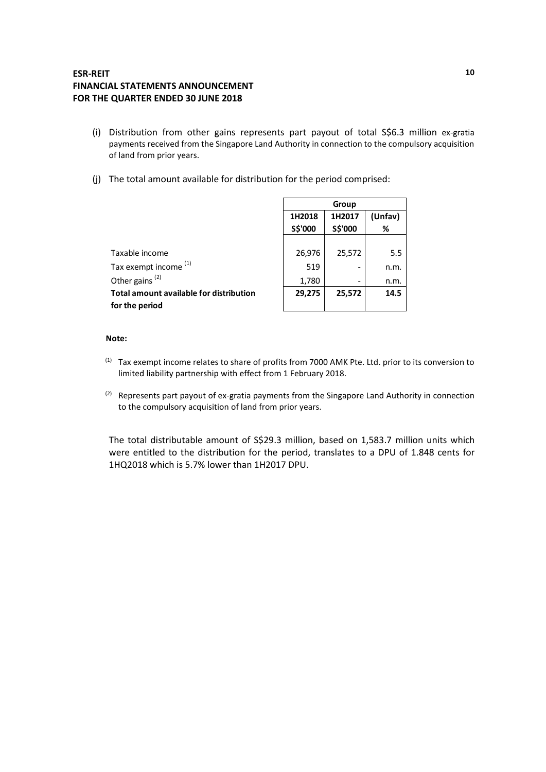(i) Distribution from other gains represents part payout of total S$6.3 million ex-gratia payments received from the Singapore Land Authority in connection to the compulsory acquisition of land from prior years.

(j) The total amount available for distribution for the period comprised:

| | Group | | |
|---|---|---|---|
| | 1H2018 | 1H2017 | (Unfav) |
| | S$'000 | S$'000 | % |
| Taxable income | 26,976 | 25,572 | 5.5 |
| Tax exempt income [(1)] | 519 | - | n.m. |
| Other gains [(2)] | 1,780 | - | n.m. |
| **Total amount available for distribution for the period** | **29,275** | **25,572** | **14.5** |

**Note:**

[(1)] Tax exempt income relates to share of profits from 7000 AMK Pte. Ltd. prior to its conversion to limited liability partnership with effect from 1 February 2018.

[(2)] Represents part payout of ex-gratia payments from the Singapore Land Authority in connection to the compulsory acquisition of land from prior years.

The total distributable amount of S$29.3 million, based on 1,583.7 million units which were entitled to the distribution for the period, translates to a DPU of 1.848 cents for 1HQ2018 which is 5.7% lower than 1H2017 DPU.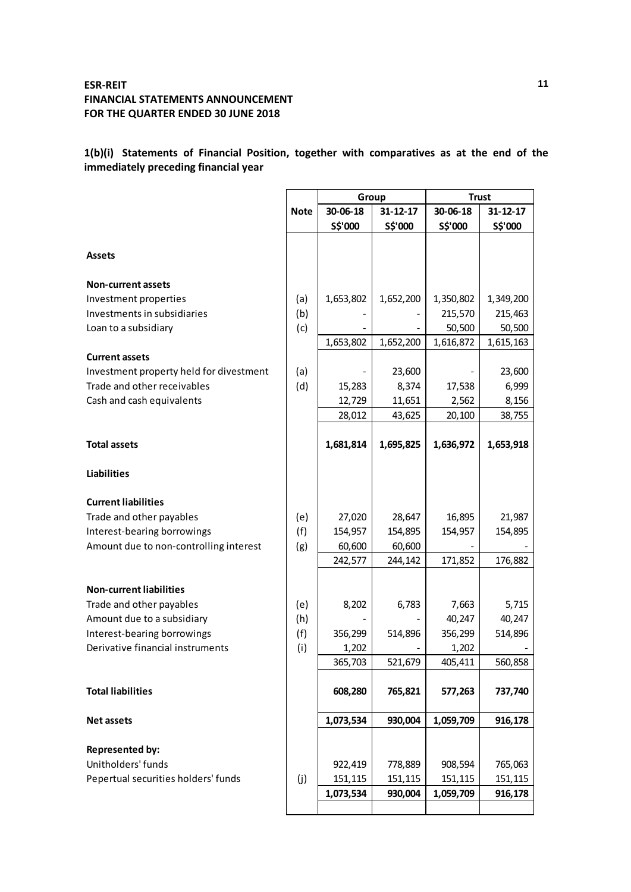**ESR-REIT**
**FINANCIAL STATEMENTS ANNOUNCEMENT**
**FOR THE QUARTER ENDED 30 JUNE 2018**

**1(b)(i) Statements of Financial Position, together with comparatives as at the end of the immediately preceding financial year**

| | Note | Group | | Trust | |
|---|---|---|---|---|---|
| | | 30-06-18 | 31-12-17 | 30-06-18 | 31-12-17 |
| | | S$'000 | S$'000 | S$'000 | S$'000 |
| **Assets** | | | | | |
| **Non-current assets** | | | | | |
| Investment properties | (a) | 1,653,802 | 1,652,200 | 1,350,802 | 1,349,200 |
| Investments in subsidiaries | (b) | - | - | 215,570 | 215,463 |
| Loan to a subsidiary | (c) | - | - | 50,500 | 50,500 |
| | | 1,653,802 | 1,652,200 | 1,616,872 | 1,615,163 |
| **Current assets** | | | | | |
| Investment property held for divestment | (a) | - | 23,600 | - | 23,600 |
| Trade and other receivables | (d) | 15,283 | 8,374 | 17,538 | 6,999 |
| Cash and cash equivalents | | 12,729 | 11,651 | 2,562 | 8,156 |
| | | 28,012 | 43,625 | 20,100 | 38,755 |
| **Total assets** | | **1,681,814** | **1,695,825** | **1,636,972** | **1,653,918** |
| **Liabilities** | | | | | |
| **Current liabilities** | | | | | |
| Trade and other payables | (e) | 27,020 | 28,647 | 16,895 | 21,987 |
| Interest-bearing borrowings | (f) | 154,957 | 154,895 | 154,957 | 154,895 |
| Amount due to non-controlling interest | (g) | 60,600 | 60,600 | - | - |
| | | 242,577 | 244,142 | 171,852 | 176,882 |
| **Non-current liabilities** | | | | | |
| Trade and other payables | (e) | 8,202 | 6,783 | 7,663 | 5,715 |
| Amount due to a subsidiary | (h) | - | - | 40,247 | 40,247 |
| Interest-bearing borrowings | (f) | 356,299 | 514,896 | 356,299 | 514,896 |
| Derivative financial instruments | (i) | 1,202 | - | 1,202 | - |
| | | 365,703 | 521,679 | 405,411 | 560,858 |
| **Total liabilities** | | **608,280** | **765,821** | **577,263** | **737,740** |
| **Net assets** | | **1,073,534** | **930,004** | **1,059,709** | **916,178** |
| **Represented by:** | | | | | |
| Unitholders' funds | | 922,419 | 778,889 | 908,594 | 765,063 |
| Pepertual securities holders' funds | (j) | 151,115 | 151,115 | 151,115 | 151,115 |
| | | **1,073,534** | **930,004** | **1,059,709** | **916,178** |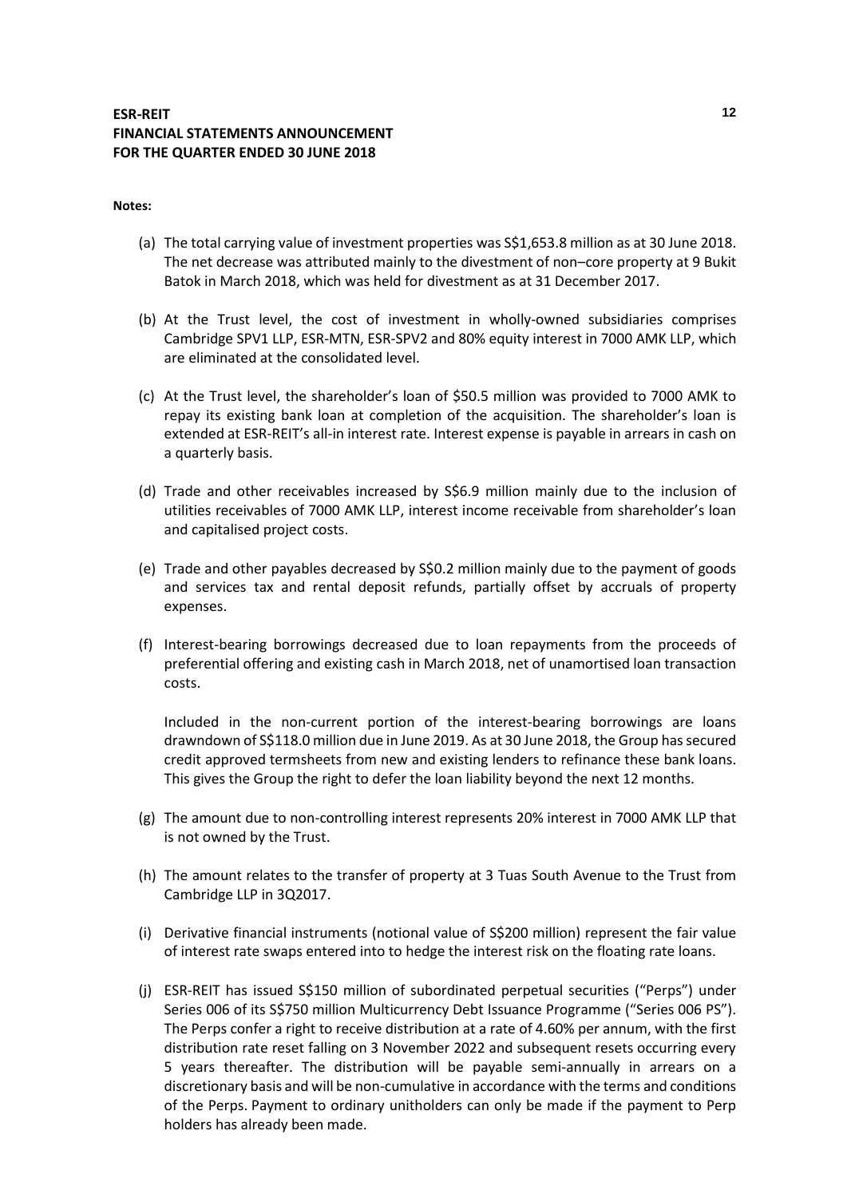**Notes:**

(a) The total carrying value of investment properties was S$1,653.8 million as at 30 June 2018. The net decrease was attributed mainly to the divestment of non–core property at 9 Bukit Batok in March 2018, which was held for divestment as at 31 December 2017.

(b) At the Trust level, the cost of investment in wholly-owned subsidiaries comprises Cambridge SPV1 LLP, ESR-MTN, ESR-SPV2 and 80% equity interest in 7000 AMK LLP, which are eliminated at the consolidated level.

(c) At the Trust level, the shareholder's loan of $50.5 million was provided to 7000 AMK to repay its existing bank loan at completion of the acquisition. The shareholder's loan is extended at ESR-REIT's all-in interest rate. Interest expense is payable in arrears in cash on a quarterly basis.

(d) Trade and other receivables increased by S$6.9 million mainly due to the inclusion of utilities receivables of 7000 AMK LLP, interest income receivable from shareholder's loan and capitalised project costs.

(e) Trade and other payables decreased by S$0.2 million mainly due to the payment of goods and services tax and rental deposit refunds, partially offset by accruals of property expenses.

(f) Interest-bearing borrowings decreased due to loan repayments from the proceeds of preferential offering and existing cash in March 2018, net of unamortised loan transaction costs.

Included in the non-current portion of the interest-bearing borrowings are loans drawndown of S$118.0 million due in June 2019. As at 30 June 2018, the Group has secured credit approved termsheets from new and existing lenders to refinance these bank loans. This gives the Group the right to defer the loan liability beyond the next 12 months.

(g) The amount due to non-controlling interest represents 20% interest in 7000 AMK LLP that is not owned by the Trust.

(h) The amount relates to the transfer of property at 3 Tuas South Avenue to the Trust from Cambridge LLP in 3Q2017.

(i) Derivative financial instruments (notional value of S$200 million) represent the fair value of interest rate swaps entered into to hedge the interest risk on the floating rate loans.

(j) ESR-REIT has issued S$150 million of subordinated perpetual securities ("Perps") under Series 006 of its S$750 million Multicurrency Debt Issuance Programme ("Series 006 PS"). The Perps confer a right to receive distribution at a rate of 4.60% per annum, with the first distribution rate reset falling on 3 November 2022 and subsequent resets occurring every 5 years thereafter. The distribution will be payable semi-annually in arrears on a discretionary basis and will be non-cumulative in accordance with the terms and conditions of the Perps. Payment to ordinary unitholders can only be made if the payment to Perp holders has already been made.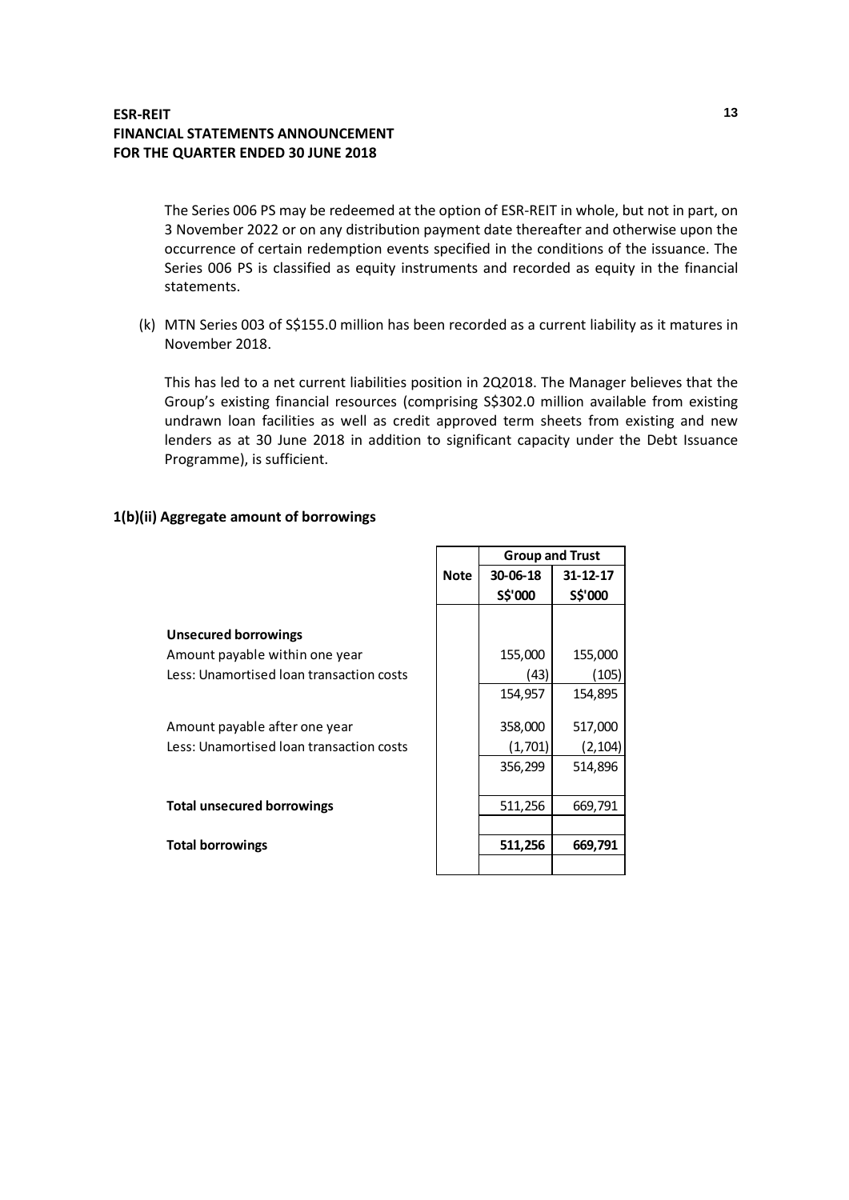The Series 006 PS may be redeemed at the option of ESR-REIT in whole, but not in part, on 3 November 2022 or on any distribution payment date thereafter and otherwise upon the occurrence of certain redemption events specified in the conditions of the issuance. The Series 006 PS is classified as equity instruments and recorded as equity in the financial statements.

(k) MTN Series 003 of S$155.0 million has been recorded as a current liability as it matures in November 2018.

This has led to a net current liabilities position in 2Q2018. The Manager believes that the Group's existing financial resources (comprising S$302.0 million available from existing undrawn loan facilities as well as credit approved term sheets from existing and new lenders as at 30 June 2018 in addition to significant capacity under the Debt Issuance Programme), is sufficient.

### 1(b)(ii) Aggregate amount of borrowings

| | Note | Group and Trust | |
|---|---|---|---|
| | | 30-06-18 | 31-12-17 |
| | | S$'000 | S$'000 |
| **Unsecured borrowings** | | | |
| Amount payable within one year | | 155,000 | 155,000 |
| Less: Unamortised loan transaction costs | | (43) | (105) |
| | | 154,957 | 154,895 |
| Amount payable after one year | | 358,000 | 517,000 |
| Less: Unamortised loan transaction costs | | (1,701) | (2,104) |
| | | 356,299 | 514,896 |
| **Total unsecured borrowings** | | 511,256 | 669,791 |
| **Total borrowings** | | **511,256** | **669,791** |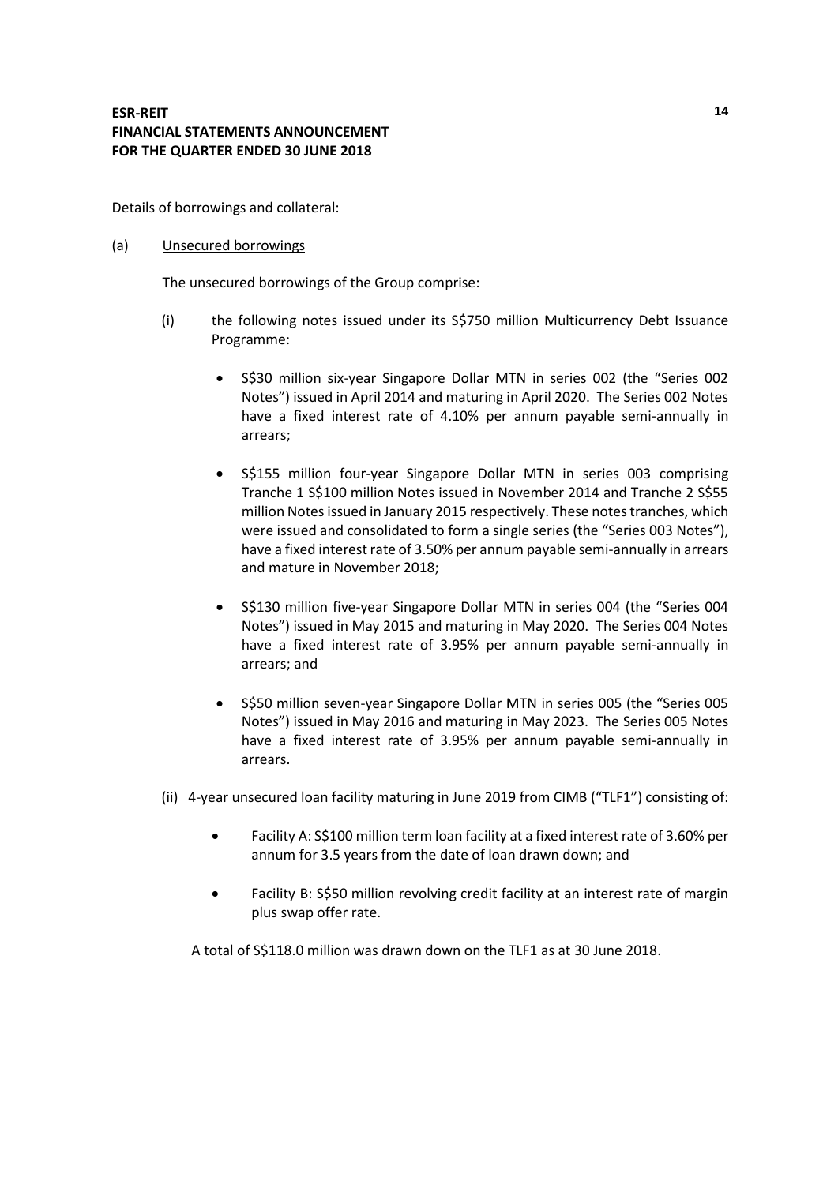Details of borrowings and collateral:

(a) Unsecured borrowings

The unsecured borrowings of the Group comprise:

(i) the following notes issued under its S$750 million Multicurrency Debt Issuance Programme:

- S$30 million six-year Singapore Dollar MTN in series 002 (the "Series 002 Notes") issued in April 2014 and maturing in April 2020. The Series 002 Notes have a fixed interest rate of 4.10% per annum payable semi-annually in arrears;

- S$155 million four-year Singapore Dollar MTN in series 003 comprising Tranche 1 S$100 million Notes issued in November 2014 and Tranche 2 S$55 million Notes issued in January 2015 respectively. These notes tranches, which were issued and consolidated to form a single series (the "Series 003 Notes"), have a fixed interest rate of 3.50% per annum payable semi-annually in arrears and mature in November 2018;

- S$130 million five-year Singapore Dollar MTN in series 004 (the "Series 004 Notes") issued in May 2015 and maturing in May 2020. The Series 004 Notes have a fixed interest rate of 3.95% per annum payable semi-annually in arrears; and

- S$50 million seven-year Singapore Dollar MTN in series 005 (the "Series 005 Notes") issued in May 2016 and maturing in May 2023. The Series 005 Notes have a fixed interest rate of 3.95% per annum payable semi-annually in arrears.

(ii) 4-year unsecured loan facility maturing in June 2019 from CIMB ("TLF1") consisting of:

- Facility A: S$100 million term loan facility at a fixed interest rate of 3.60% per annum for 3.5 years from the date of loan drawn down; and

- Facility B: S$50 million revolving credit facility at an interest rate of margin plus swap offer rate.

A total of S$118.0 million was drawn down on the TLF1 as at 30 June 2018.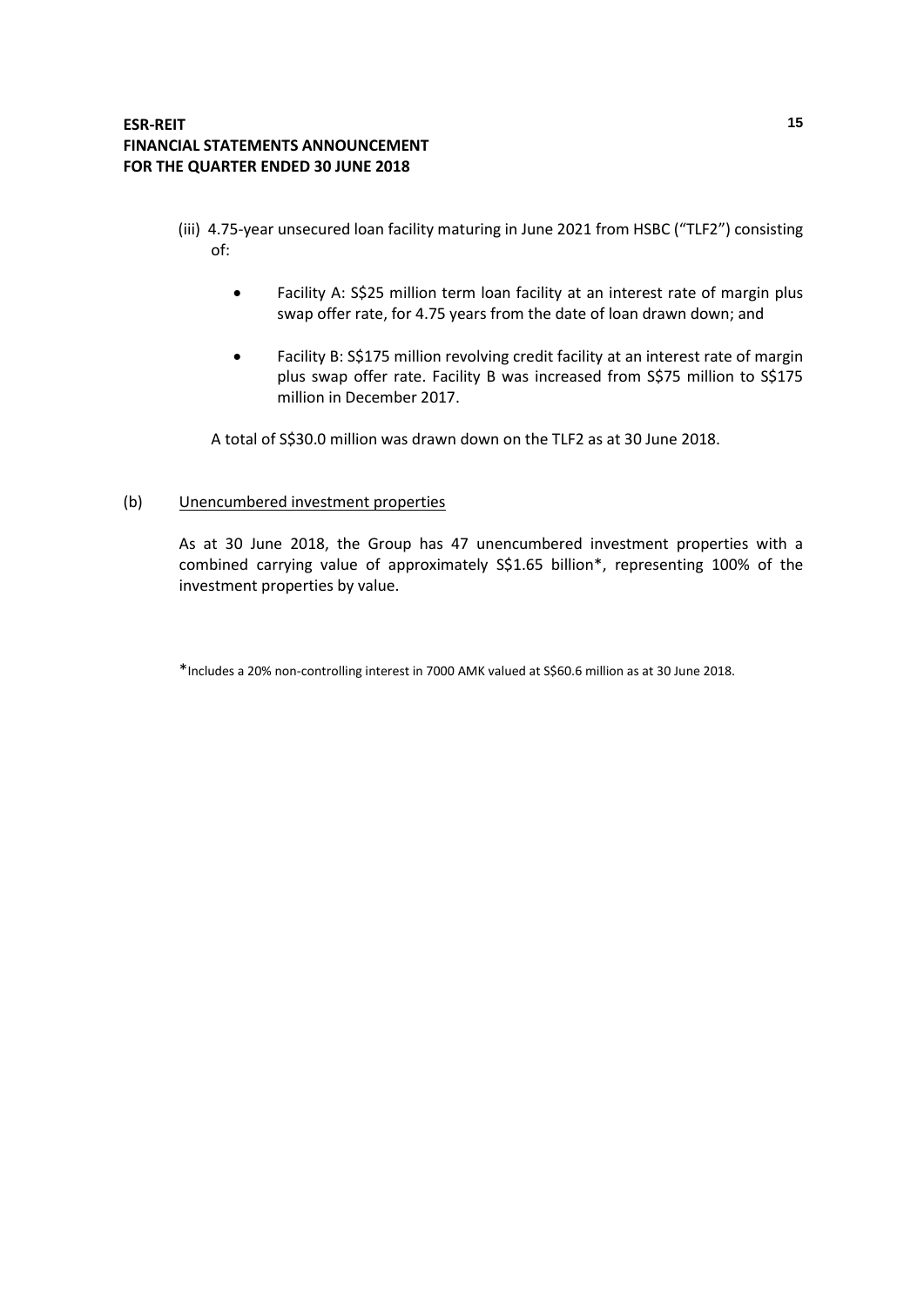(iii) 4.75-year unsecured loan facility maturing in June 2021 from HSBC ("TLF2") consisting of:

- Facility A: S$25 million term loan facility at an interest rate of margin plus swap offer rate, for 4.75 years from the date of loan drawn down; and
- Facility B: S$175 million revolving credit facility at an interest rate of margin plus swap offer rate. Facility B was increased from S$75 million to S$175 million in December 2017.

A total of S$30.0 million was drawn down on the TLF2 as at 30 June 2018.

(b) Unencumbered investment properties

As at 30 June 2018, the Group has 47 unencumbered investment properties with a combined carrying value of approximately S$1.65 billion*, representing 100% of the investment properties by value.

*Includes a 20% non-controlling interest in 7000 AMK valued at S$60.6 million as at 30 June 2018.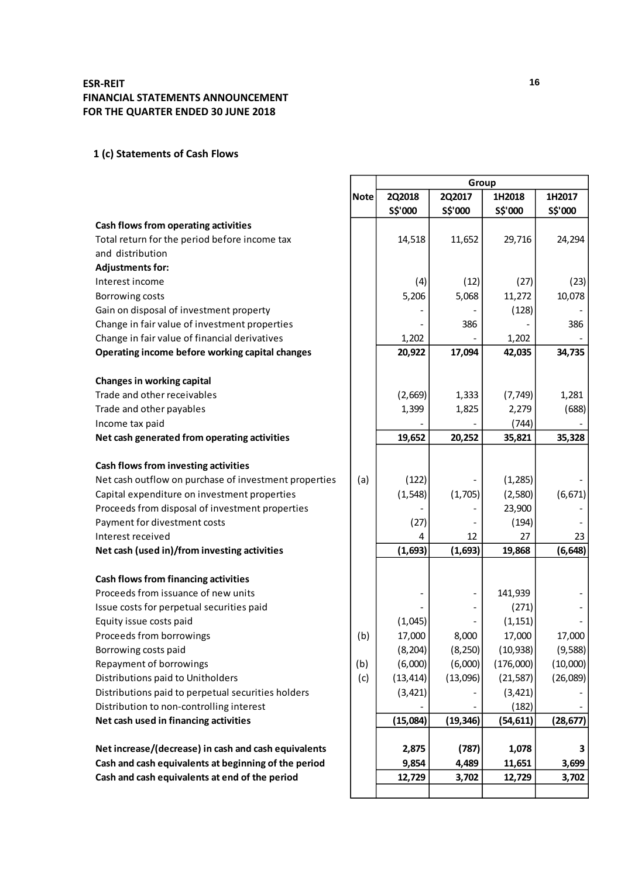**ESR-REIT**
**FINANCIAL STATEMENTS ANNOUNCEMENT**
**FOR THE QUARTER ENDED 30 JUNE 2018**

### 1 (c) Statements of Cash Flows

| | Note | Group | | | |
|---|---|---|---|---|---|
| | | 2Q2018 | 2Q2017 | 1H2018 | 1H2017 |
| | | S$'000 | S$'000 | S$'000 | S$'000 |
| **Cash flows from operating activities** | | | | | |
| Total return for the period before income tax and distribution | | 14,518 | 11,652 | 29,716 | 24,294 |
| **Adjustments for:** | | | | | |
| Interest income | | (4) | (12) | (27) | (23) |
| Borrowing costs | | 5,206 | 5,068 | 11,272 | 10,078 |
| Gain on disposal of investment property | | - | - | (128) | - |
| Change in fair value of investment properties | | - | 386 | - | 386 |
| Change in fair value of financial derivatives | | 1,202 | - | 1,202 | - |
| **Operating income before working capital changes** | | **20,922** | **17,094** | **42,035** | **34,735** |
| | | | | | |
| **Changes in working capital** | | | | | |
| Trade and other receivables | | (2,669) | 1,333 | (7,749) | 1,281 |
| Trade and other payables | | 1,399 | 1,825 | 2,279 | (688) |
| Income tax paid | | - | - | (744) | - |
| **Net cash generated from operating activities** | | **19,652** | **20,252** | **35,821** | **35,328** |
| | | | | | |
| **Cash flows from investing activities** | | | | | |
| Net cash outflow on purchase of investment properties | (a) | (122) | - | (1,285) | - |
| Capital expenditure on investment properties | | (1,548) | (1,705) | (2,580) | (6,671) |
| Proceeds from disposal of investment properties | | - | - | 23,900 | - |
| Payment for divestment costs | | (27) | - | (194) | - |
| Interest received | | 4 | 12 | 27 | 23 |
| **Net cash (used in)/from investing activities** | | **(1,693)** | **(1,693)** | **19,868** | **(6,648)** |
| | | | | | |
| **Cash flows from financing activities** | | | | | |
| Proceeds from issuance of new units | | - | - | 141,939 | - |
| Issue costs for perpetual securities paid | | - | - | (271) | - |
| Equity issue costs paid | | (1,045) | - | (1,151) | - |
| Proceeds from borrowings | (b) | 17,000 | 8,000 | 17,000 | 17,000 |
| Borrowing costs paid | | (8,204) | (8,250) | (10,938) | (9,588) |
| Repayment of borrowings | (b) | (6,000) | (6,000) | (176,000) | (10,000) |
| Distributions paid to Unitholders | (c) | (13,414) | (13,096) | (21,587) | (26,089) |
| Distributions paid to perpetual securities holders | | (3,421) | - | (3,421) | - |
| Distribution to non-controlling interest | | - | - | (182) | - |
| **Net cash used in financing activities** | | **(15,084)** | **(19,346)** | **(54,611)** | **(28,677)** |
| | | | | | |
| **Net increase/(decrease) in cash and cash equivalents** | | **2,875** | **(787)** | **1,078** | **3** |
| **Cash and cash equivalents at beginning of the period** | | **9,854** | **4,489** | **11,651** | **3,699** |
| **Cash and cash equivalents at end of the period** | | **12,729** | **3,702** | **12,729** | **3,702** |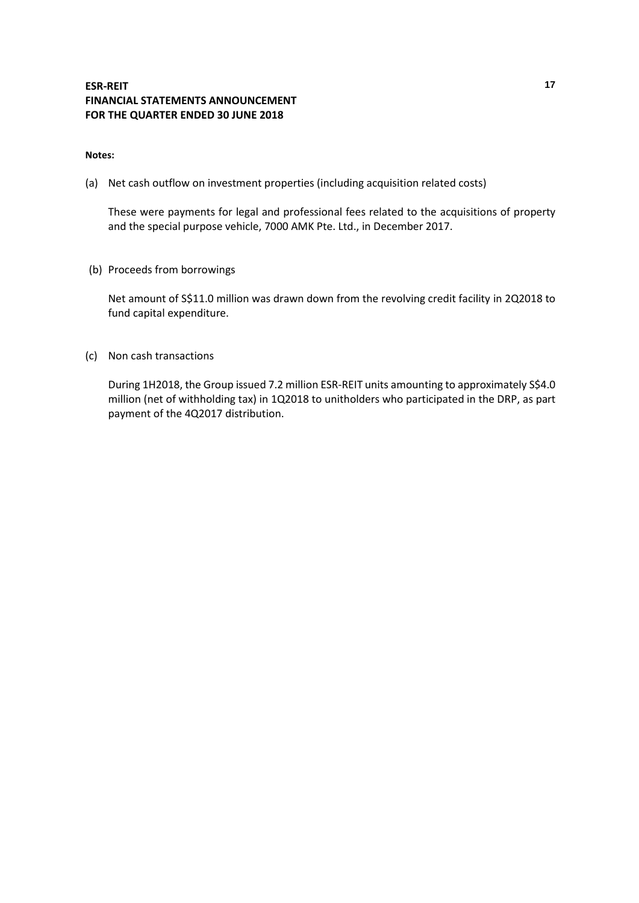**Notes:**

(a) Net cash outflow on investment properties (including acquisition related costs)

These were payments for legal and professional fees related to the acquisitions of property and the special purpose vehicle, 7000 AMK Pte. Ltd., in December 2017.

(b) Proceeds from borrowings

Net amount of S$11.0 million was drawn down from the revolving credit facility in 2Q2018 to fund capital expenditure.

(c) Non cash transactions

During 1H2018, the Group issued 7.2 million ESR-REIT units amounting to approximately S$4.0 million (net of withholding tax) in 1Q2018 to unitholders who participated in the DRP, as part payment of the 4Q2017 distribution.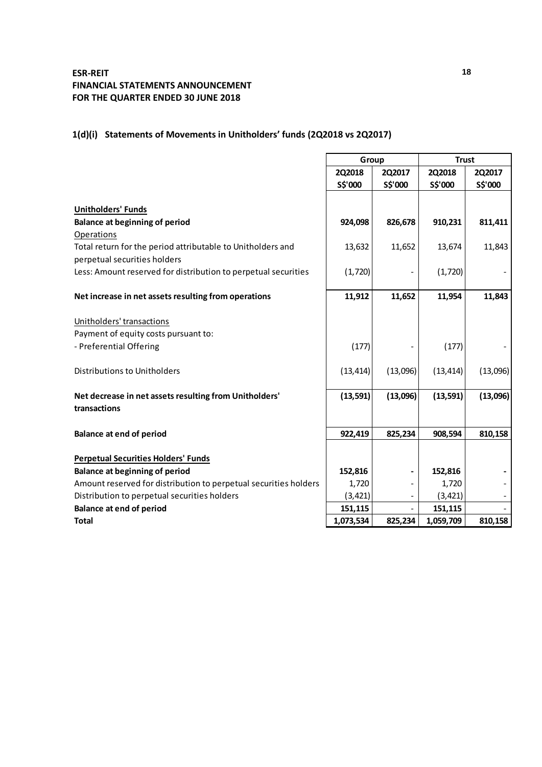**ESR-REIT**
**FINANCIAL STATEMENTS ANNOUNCEMENT**
**FOR THE QUARTER ENDED 30 JUNE 2018**

## 1(d)(i) Statements of Movements in Unitholders' funds (2Q2018 vs 2Q2017)

| | Group | | Trust | |
|---|---|---|---|---|
| | **2Q2018** | **2Q2017** | **2Q2018** | **2Q2017** |
| | **S$'000** | **S$'000** | **S$'000** | **S$'000** |
| **Unitholders' Funds** | | | | |
| **Balance at beginning of period** | **924,098** | **826,678** | **910,231** | **811,411** |
| Operations | | | | |
| Total return for the period attributable to Unitholders and perpetual securities holders | 13,632 | 11,652 | 13,674 | 11,843 |
| Less: Amount reserved for distribution to perpetual securities | (1,720) | - | (1,720) | - |
| **Net increase in net assets resulting from operations** | **11,912** | **11,652** | **11,954** | **11,843** |
| Unitholders' transactions | | | | |
| Payment of equity costs pursuant to: | | | | |
| - Preferential Offering | (177) | - | (177) | - |
| Distributions to Unitholders | (13,414) | (13,096) | (13,414) | (13,096) |
| **Net decrease in net assets resulting from Unitholders' transactions** | **(13,591)** | **(13,096)** | **(13,591)** | **(13,096)** |
| **Balance at end of period** | **922,419** | **825,234** | **908,594** | **810,158** |
| **Perpetual Securities Holders' Funds** | | | | |
| **Balance at beginning of period** | **152,816** | **-** | **152,816** | **-** |
| Amount reserved for distribution to perpetual securities holders | 1,720 | - | 1,720 | - |
| Distribution to perpetual securities holders | (3,421) | - | (3,421) | - |
| **Balance at end of period** | **151,115** | - | **151,115** | - |
| **Total** | **1,073,534** | **825,234** | **1,059,709** | **810,158** |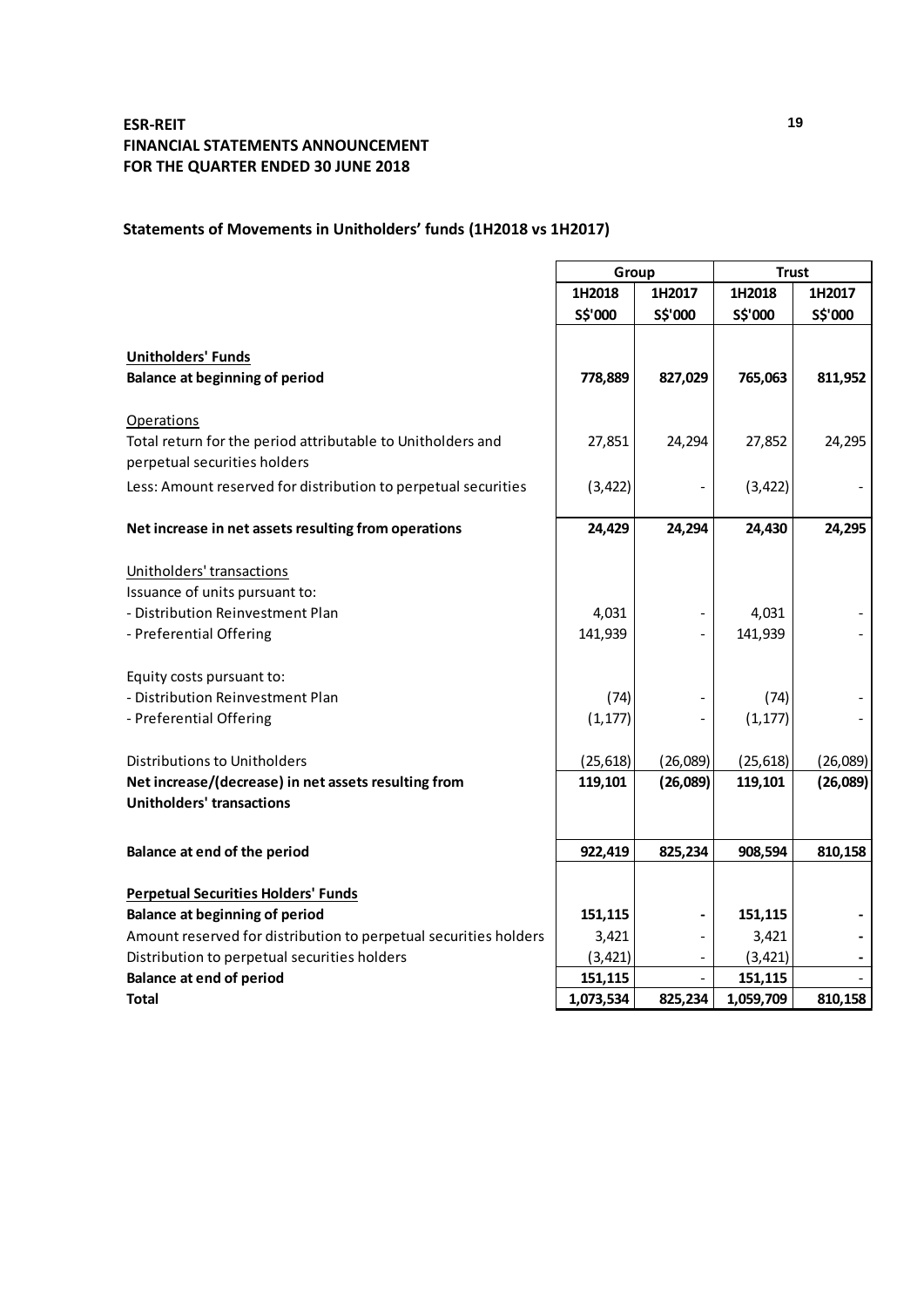**ESR-REIT**
**FINANCIAL STATEMENTS ANNOUNCEMENT**
**FOR THE QUARTER ENDED 30 JUNE 2018**

## Statements of Movements in Unitholders' funds (1H2018 vs 1H2017)

| | Group | | Trust | |
|---|---|---|---|---|
| | **1H2018** | **1H2017** | **1H2018** | **1H2017** |
| | **S$'000** | **S$'000** | **S$'000** | **S$'000** |
| **Unitholders' Funds** | | | | |
| **Balance at beginning of period** | **778,889** | **827,029** | **765,063** | **811,952** |
| Operations | | | | |
| Total return for the period attributable to Unitholders and perpetual securities holders | 27,851 | 24,294 | 27,852 | 24,295 |
| Less: Amount reserved for distribution to perpetual securities | (3,422) | - | (3,422) | - |
| **Net increase in net assets resulting from operations** | **24,429** | **24,294** | **24,430** | **24,295** |
| Unitholders' transactions | | | | |
| Issuance of units pursuant to: | | | | |
| - Distribution Reinvestment Plan | 4,031 | - | 4,031 | - |
| - Preferential Offering | 141,939 | - | 141,939 | - |
| Equity costs pursuant to: | | | | |
| - Distribution Reinvestment Plan | (74) | - | (74) | - |
| - Preferential Offering | (1,177) | - | (1,177) | - |
| Distributions to Unitholders | (25,618) | (26,089) | (25,618) | (26,089) |
| **Net increase/(decrease) in net assets resulting from Unitholders' transactions** | **119,101** | **(26,089)** | **119,101** | **(26,089)** |
| **Balance at end of the period** | **922,419** | **825,234** | **908,594** | **810,158** |
| **Perpetual Securities Holders' Funds** | | | | |
| **Balance at beginning of period** | **151,115** | **-** | **151,115** | **-** |
| Amount reserved for distribution to perpetual securities holders | 3,421 | - | 3,421 | **-** |
| Distribution to perpetual securities holders | (3,421) | - | (3,421) | **-** |
| **Balance at end of period** | **151,115** | - | **151,115** | - |
| **Total** | **1,073,534** | **825,234** | **1,059,709** | **810,158** |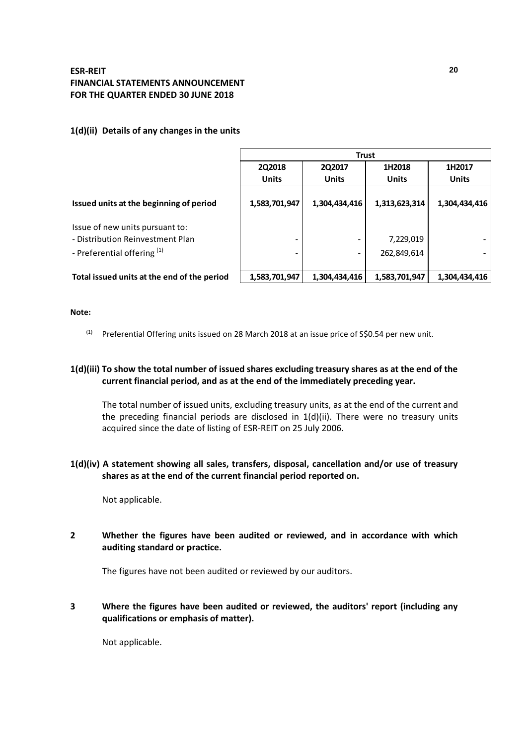## 1(d)(ii) Details of any changes in the units

| | Trust | | | |
|---|---|---|---|---|
| | 2Q2018 | 2Q2017 | 1H2018 | 1H2017 |
| | Units | Units | Units | Units |
| **Issued units at the beginning of period** | **1,583,701,947** | **1,304,434,416** | **1,313,623,314** | **1,304,434,416** |
| Issue of new units pursuant to: | | | | |
| - Distribution Reinvestment Plan | - | - | 7,229,019 | - |
| - Preferential offering [1] | - | - | 262,849,614 | - |
| **Total issued units at the end of the period** | **1,583,701,947** | **1,304,434,416** | **1,583,701,947** | **1,304,434,416** |

**Note:**

[1] Preferential Offering units issued on 28 March 2018 at an issue price of S$0.54 per new unit.

## 1(d)(iii) To show the total number of issued shares excluding treasury shares as at the end of the current financial period, and as at the end of the immediately preceding year.

The total number of issued units, excluding treasury units, as at the end of the current and the preceding financial periods are disclosed in 1(d)(ii). There were no treasury units acquired since the date of listing of ESR-REIT on 25 July 2006.

## 1(d)(iv) A statement showing all sales, transfers, disposal, cancellation and/or use of treasury shares as at the end of the current financial period reported on.

Not applicable.

## 2 Whether the figures have been audited or reviewed, and in accordance with which auditing standard or practice.

The figures have not been audited or reviewed by our auditors.

## 3 Where the figures have been audited or reviewed, the auditors' report (including any qualifications or emphasis of matter).

Not applicable.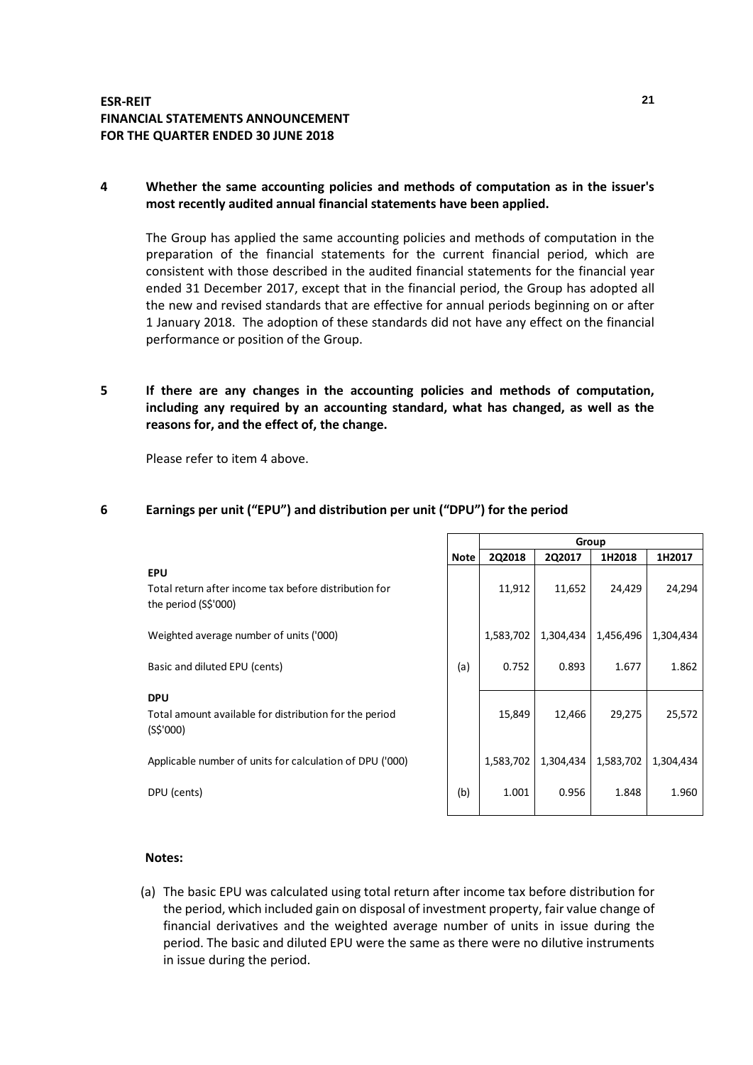## 4 Whether the same accounting policies and methods of computation as in the issuer's most recently audited annual financial statements have been applied.

The Group has applied the same accounting policies and methods of computation in the preparation of the financial statements for the current financial period, which are consistent with those described in the audited financial statements for the financial year ended 31 December 2017, except that in the financial period, the Group has adopted all the new and revised standards that are effective for annual periods beginning on or after 1 January 2018. The adoption of these standards did not have any effect on the financial performance or position of the Group.

## 5 If there are any changes in the accounting policies and methods of computation, including any required by an accounting standard, what has changed, as well as the reasons for, and the effect of, the change.

Please refer to item 4 above.

## 6 Earnings per unit ("EPU") and distribution per unit ("DPU") for the period

| | | Group | | | |
|---|---|---|---|---|---|
| | Note | 2Q2018 | 2Q2017 | 1H2018 | 1H2017 |
| **EPU** | | | | | |
| Total return after income tax before distribution for the period (S$'000) | | 11,912 | 11,652 | 24,429 | 24,294 |
| Weighted average number of units ('000) | | 1,583,702 | 1,304,434 | 1,456,496 | 1,304,434 |
| Basic and diluted EPU (cents) | (a) | 0.752 | 0.893 | 1.677 | 1.862 |
| **DPU** | | | | | |
| Total amount available for distribution for the period (S$'000) | | 15,849 | 12,466 | 29,275 | 25,572 |
| Applicable number of units for calculation of DPU ('000) | | 1,583,702 | 1,304,434 | 1,583,702 | 1,304,434 |
| DPU (cents) | (b) | 1.001 | 0.956 | 1.848 | 1.960 |

**Notes:**

(a) The basic EPU was calculated using total return after income tax before distribution for the period, which included gain on disposal of investment property, fair value change of financial derivatives and the weighted average number of units in issue during the period. The basic and diluted EPU were the same as there were no dilutive instruments in issue during the period.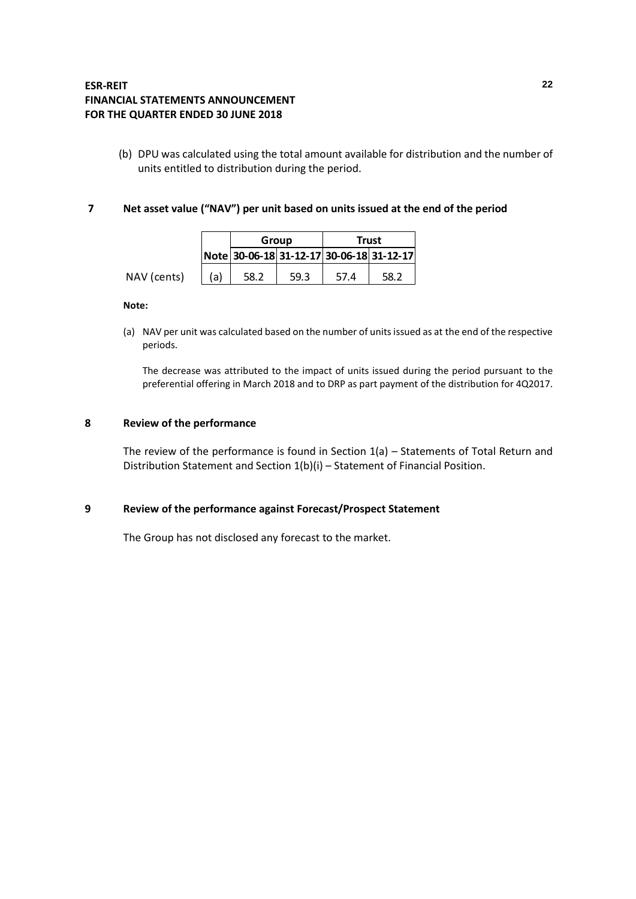(b) DPU was calculated using the total amount available for distribution and the number of units entitled to distribution during the period.

## 7 Net asset value ("NAV") per unit based on units issued at the end of the period

| | | Group | | Trust | |
|---|---|---|---|---|---|
| | Note | 30-06-18 | 31-12-17 | 30-06-18 | 31-12-17 |
| NAV (cents) | (a) | 58.2 | 59.3 | 57.4 | 58.2 |

**Note:**

(a) NAV per unit was calculated based on the number of units issued as at the end of the respective periods.

The decrease was attributed to the impact of units issued during the period pursuant to the preferential offering in March 2018 and to DRP as part payment of the distribution for 4Q2017.

## 8 Review of the performance

The review of the performance is found in Section 1(a) – Statements of Total Return and Distribution Statement and Section 1(b)(i) – Statement of Financial Position.

## 9 Review of the performance against Forecast/Prospect Statement

The Group has not disclosed any forecast to the market.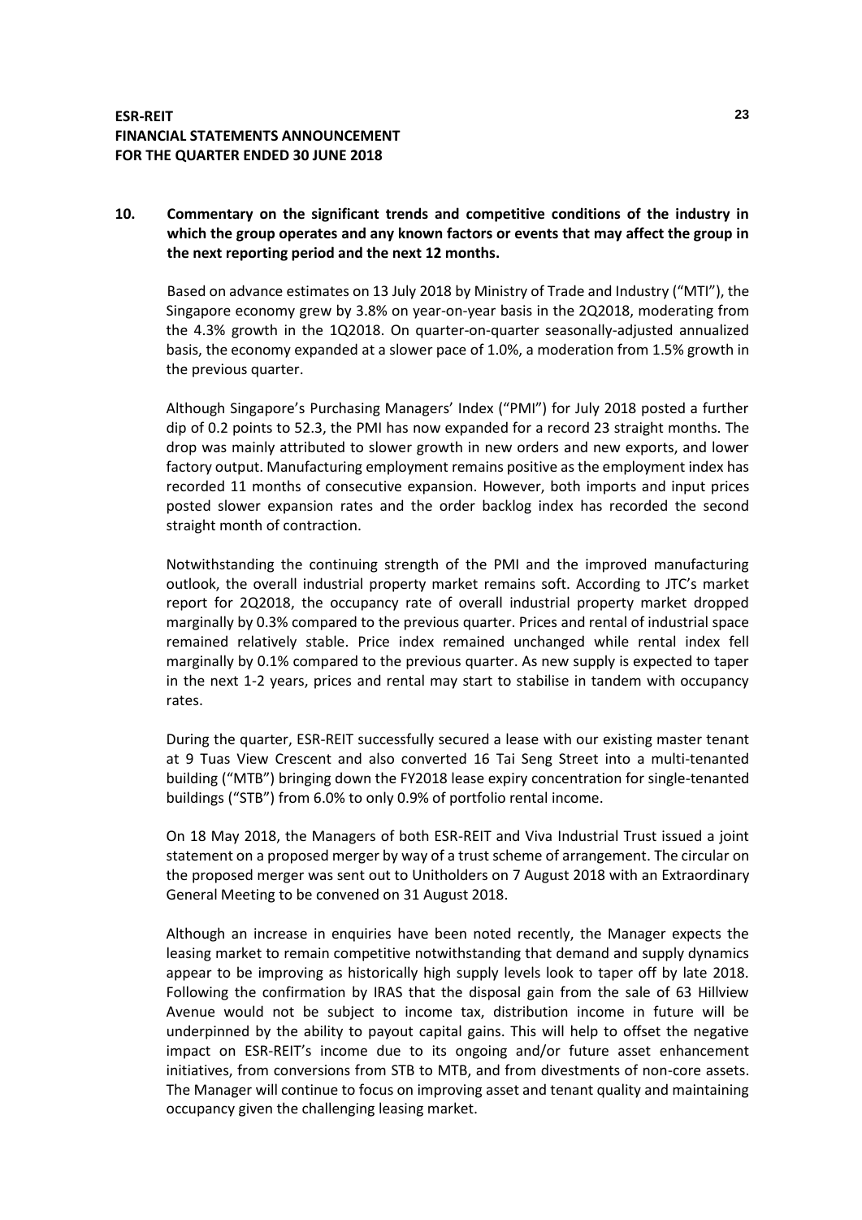**10. Commentary on the significant trends and competitive conditions of the industry in which the group operates and any known factors or events that may affect the group in the next reporting period and the next 12 months.**

Based on advance estimates on 13 July 2018 by Ministry of Trade and Industry ("MTI"), the Singapore economy grew by 3.8% on year-on-year basis in the 2Q2018, moderating from the 4.3% growth in the 1Q2018. On quarter-on-quarter seasonally-adjusted annualized basis, the economy expanded at a slower pace of 1.0%, a moderation from 1.5% growth in the previous quarter.

Although Singapore's Purchasing Managers' Index ("PMI") for July 2018 posted a further dip of 0.2 points to 52.3, the PMI has now expanded for a record 23 straight months. The drop was mainly attributed to slower growth in new orders and new exports, and lower factory output. Manufacturing employment remains positive as the employment index has recorded 11 months of consecutive expansion. However, both imports and input prices posted slower expansion rates and the order backlog index has recorded the second straight month of contraction.

Notwithstanding the continuing strength of the PMI and the improved manufacturing outlook, the overall industrial property market remains soft. According to JTC's market report for 2Q2018, the occupancy rate of overall industrial property market dropped marginally by 0.3% compared to the previous quarter. Prices and rental of industrial space remained relatively stable. Price index remained unchanged while rental index fell marginally by 0.1% compared to the previous quarter. As new supply is expected to taper in the next 1-2 years, prices and rental may start to stabilise in tandem with occupancy rates.

During the quarter, ESR-REIT successfully secured a lease with our existing master tenant at 9 Tuas View Crescent and also converted 16 Tai Seng Street into a multi-tenanted building ("MTB") bringing down the FY2018 lease expiry concentration for single-tenanted buildings ("STB") from 6.0% to only 0.9% of portfolio rental income.

On 18 May 2018, the Managers of both ESR-REIT and Viva Industrial Trust issued a joint statement on a proposed merger by way of a trust scheme of arrangement. The circular on the proposed merger was sent out to Unitholders on 7 August 2018 with an Extraordinary General Meeting to be convened on 31 August 2018.

Although an increase in enquiries have been noted recently, the Manager expects the leasing market to remain competitive notwithstanding that demand and supply dynamics appear to be improving as historically high supply levels look to taper off by late 2018. Following the confirmation by IRAS that the disposal gain from the sale of 63 Hillview Avenue would not be subject to income tax, distribution income in future will be underpinned by the ability to payout capital gains. This will help to offset the negative impact on ESR-REIT's income due to its ongoing and/or future asset enhancement initiatives, from conversions from STB to MTB, and from divestments of non-core assets. The Manager will continue to focus on improving asset and tenant quality and maintaining occupancy given the challenging leasing market.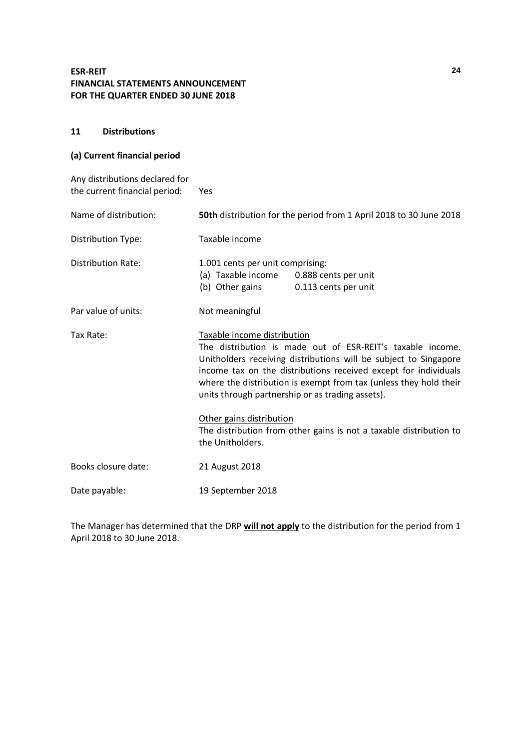## 11 Distributions

### (a) Current financial period

| | |
|---|---|
| Any distributions declared for the current financial period: | Yes |
| Name of distribution: | **50th** distribution for the period from 1 April 2018 to 30 June 2018 |
| Distribution Type: | Taxable income |
| Distribution Rate: | 1.001 cents per unit comprising:<br>(a) Taxable income 0.888 cents per unit<br>(b) Other gains 0.113 cents per unit |
| Par value of units: | Not meaningful |
| Tax Rate: | <u>Taxable income distribution</u><br>The distribution is made out of ESR-REIT's taxable income. Unitholders receiving distributions will be subject to Singapore income tax on the distributions received except for individuals where the distribution is exempt from tax (unless they hold their units through partnership or as trading assets).<br><br><u>Other gains distribution</u><br>The distribution from other gains is not a taxable distribution to the Unitholders. |
| Books closure date: | 21 August 2018 |
| Date payable: | 19 September 2018 |

The Manager has determined that the DRP **<u>will not apply</u>** to the distribution for the period from 1 April 2018 to 30 June 2018.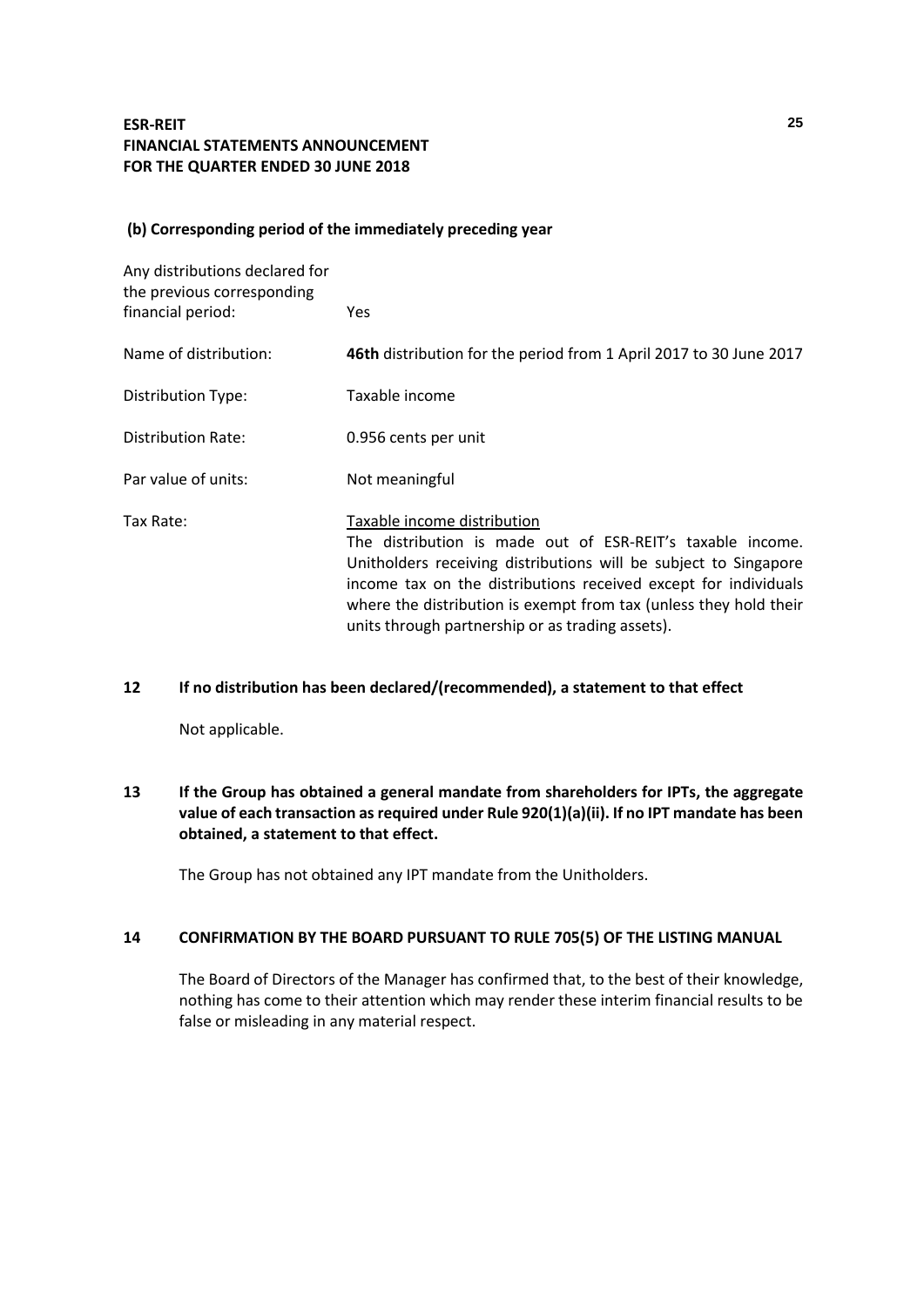**(b) Corresponding period of the immediately preceding year**

| | |
|---|---|
| Any distributions declared for the previous corresponding financial period: | Yes |
| Name of distribution: | **46th** distribution for the period from 1 April 2017 to 30 June 2017 |
| Distribution Type: | Taxable income |
| Distribution Rate: | 0.956 cents per unit |
| Par value of units: | Not meaningful |
| Tax Rate: | Taxable income distribution<br>The distribution is made out of ESR-REIT's taxable income. Unitholders receiving distributions will be subject to Singapore income tax on the distributions received except for individuals where the distribution is exempt from tax (unless they hold their units through partnership or as trading assets). |

## 12 If no distribution has been declared/(recommended), a statement to that effect

Not applicable.

## 13 If the Group has obtained a general mandate from shareholders for IPTs, the aggregate value of each transaction as required under Rule 920(1)(a)(ii). If no IPT mandate has been obtained, a statement to that effect.

The Group has not obtained any IPT mandate from the Unitholders.

## 14 CONFIRMATION BY THE BOARD PURSUANT TO RULE 705(5) OF THE LISTING MANUAL

The Board of Directors of the Manager has confirmed that, to the best of their knowledge, nothing has come to their attention which may render these interim financial results to be false or misleading in any material respect.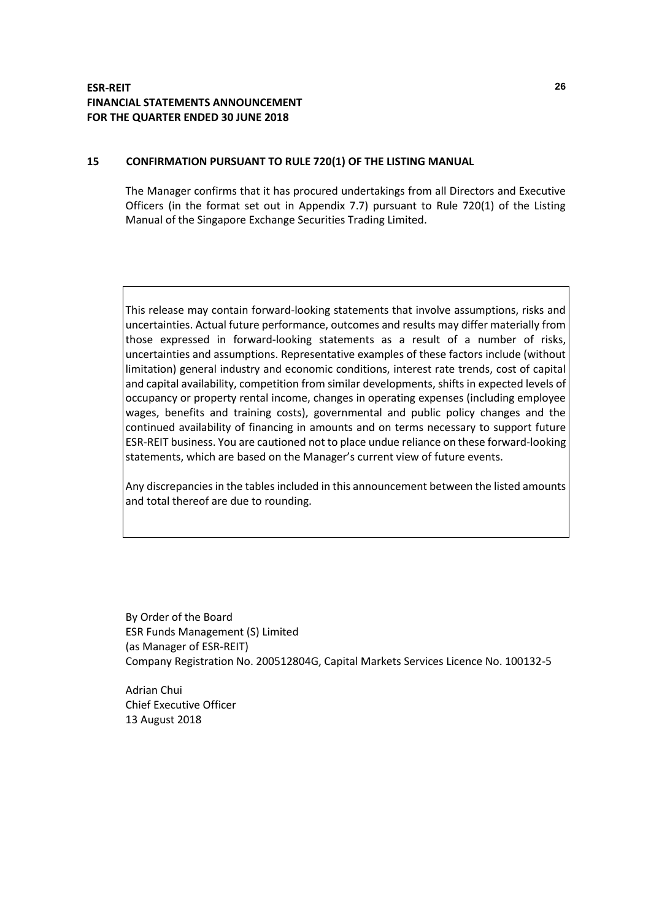## 15 CONFIRMATION PURSUANT TO RULE 720(1) OF THE LISTING MANUAL

The Manager confirms that it has procured undertakings from all Directors and Executive Officers (in the format set out in Appendix 7.7) pursuant to Rule 720(1) of the Listing Manual of the Singapore Exchange Securities Trading Limited.

This release may contain forward-looking statements that involve assumptions, risks and uncertainties. Actual future performance, outcomes and results may differ materially from those expressed in forward-looking statements as a result of a number of risks, uncertainties and assumptions. Representative examples of these factors include (without limitation) general industry and economic conditions, interest rate trends, cost of capital and capital availability, competition from similar developments, shifts in expected levels of occupancy or property rental income, changes in operating expenses (including employee wages, benefits and training costs), governmental and public policy changes and the continued availability of financing in amounts and on terms necessary to support future ESR-REIT business. You are cautioned not to place undue reliance on these forward-looking statements, which are based on the Manager's current view of future events.

Any discrepancies in the tables included in this announcement between the listed amounts and total thereof are due to rounding.

By Order of the Board
ESR Funds Management (S) Limited
(as Manager of ESR-REIT)
Company Registration No. 200512804G, Capital Markets Services Licence No. 100132-5

Adrian Chui
Chief Executive Officer
13 August 2018